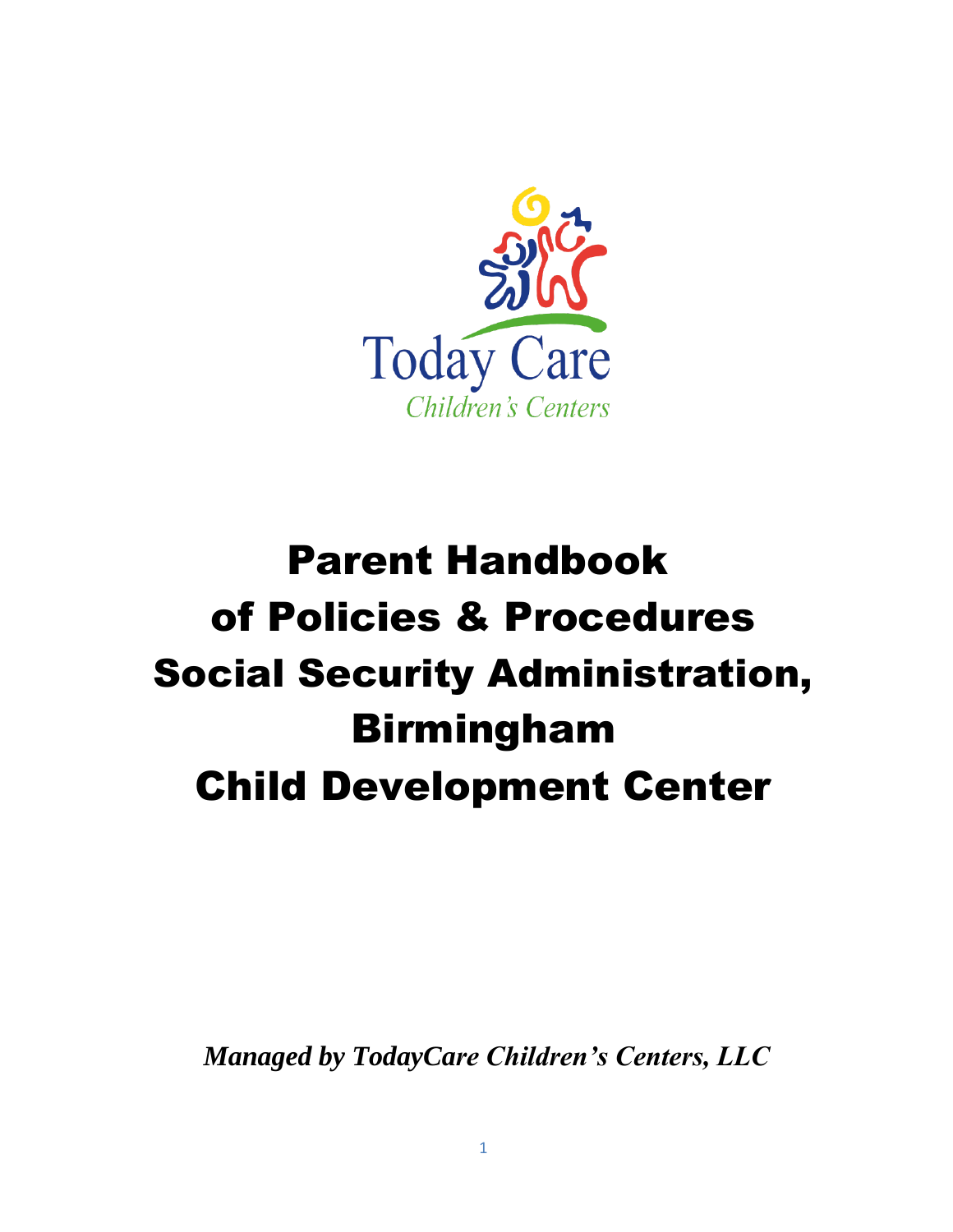Today Care
*Children's Centers*

# Parent Handbook of Policies & Procedures Social Security Administration, Birmingham Child Development Center

***Managed by TodayCare Children's Centers, LLC***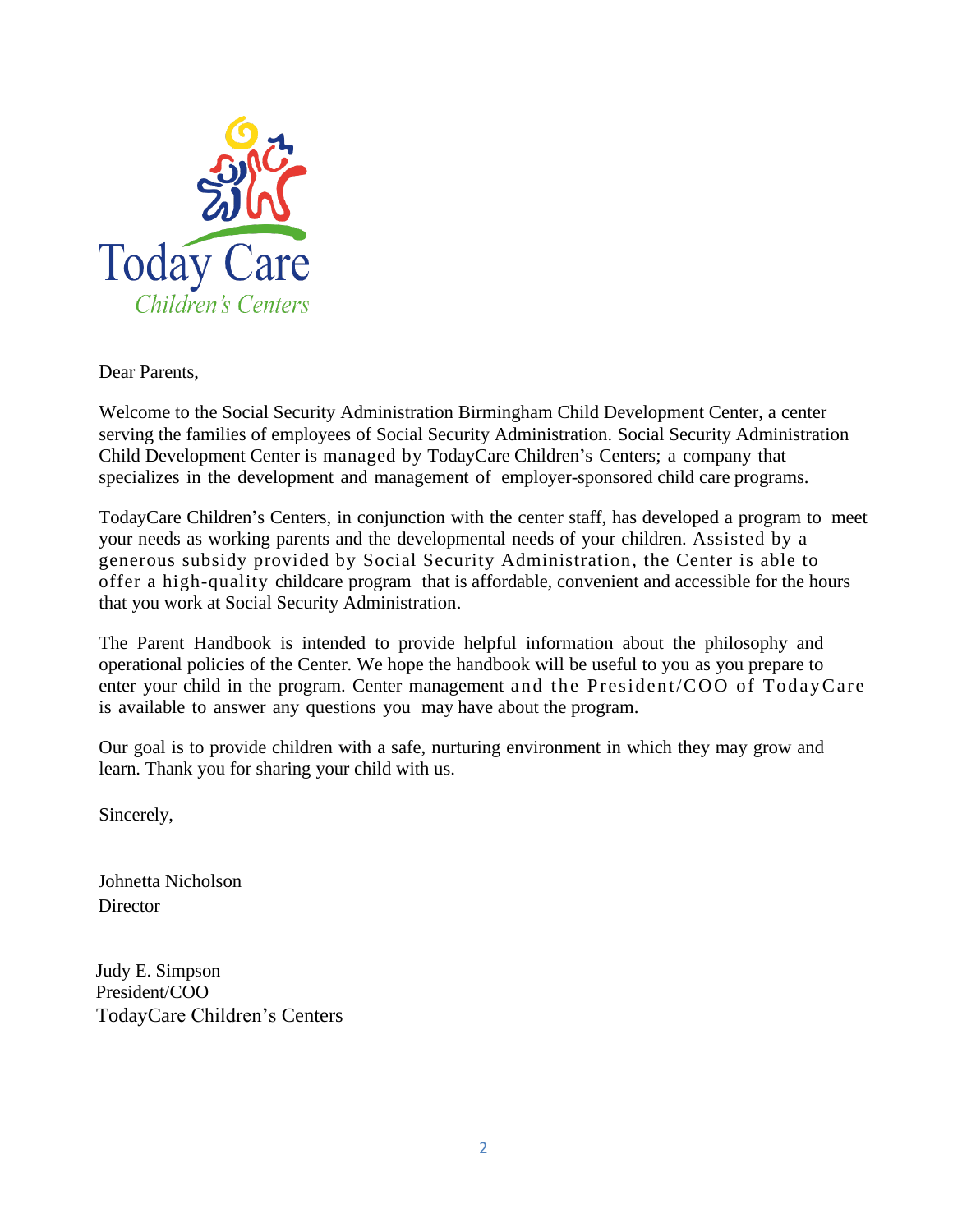Dear Parents,

Welcome to the Social Security Administration Birmingham Child Development Center, a center serving the families of employees of Social Security Administration. Social Security Administration Child Development Center is managed by TodayCare Children's Centers; a company that specializes in the development and management of employer-sponsored child care programs.

TodayCare Children's Centers, in conjunction with the center staff, has developed a program to meet your needs as working parents and the developmental needs of your children. Assisted by a generous subsidy provided by Social Security Administration, the Center is able to offer a high-quality childcare program that is affordable, convenient and accessible for the hours that you work at Social Security Administration.

The Parent Handbook is intended to provide helpful information about the philosophy and operational policies of the Center. We hope the handbook will be useful to you as you prepare to enter your child in the program. Center management and the President/COO of TodayCare is available to answer any questions you may have about the program.

Our goal is to provide children with a safe, nurturing environment in which they may grow and learn. Thank you for sharing your child with us.

Sincerely,

Johnetta Nicholson
Director

Judy E. Simpson
President/COO
TodayCare Children's Centers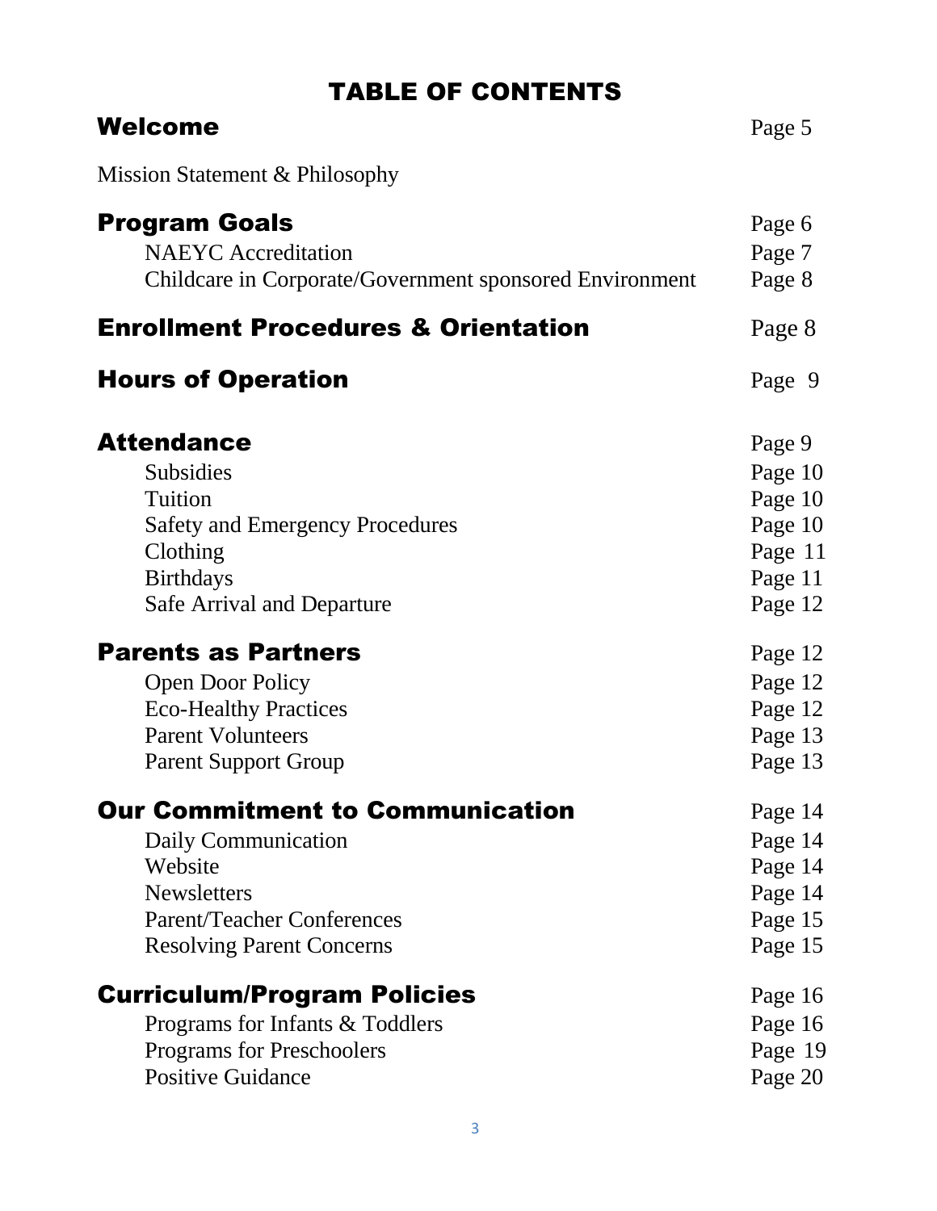# TABLE OF CONTENTS

| | |
|---|---|
| **Welcome** | Page 5 |
| Mission Statement & Philosophy | |
| **Program Goals** | Page 6 |
| NAEYC Accreditation | Page 7 |
| Childcare in Corporate/Government sponsored Environment | Page 8 |
| **Enrollment Procedures & Orientation** | Page 8 |
| **Hours of Operation** | Page 9 |
| **Attendance** | Page 9 |
| Subsidies | Page 10 |
| Tuition | Page 10 |
| Safety and Emergency Procedures | Page 10 |
| Clothing | Page 11 |
| Birthdays | Page 11 |
| Safe Arrival and Departure | Page 12 |
| **Parents as Partners** | Page 12 |
| Open Door Policy | Page 12 |
| Eco-Healthy Practices | Page 12 |
| Parent Volunteers | Page 13 |
| Parent Support Group | Page 13 |
| **Our Commitment to Communication** | Page 14 |
| Daily Communication | Page 14 |
| Website | Page 14 |
| Newsletters | Page 14 |
| Parent/Teacher Conferences | Page 15 |
| Resolving Parent Concerns | Page 15 |
| **Curriculum/Program Policies** | Page 16 |
| Programs for Infants & Toddlers | Page 16 |
| Programs for Preschoolers | Page 19 |
| Positive Guidance | Page 20 |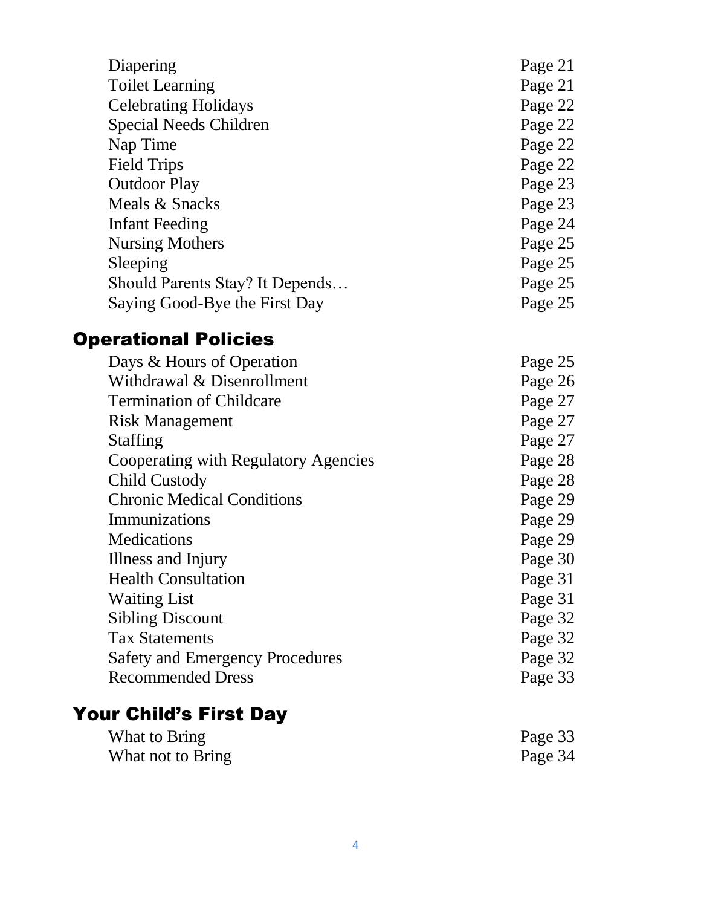| | |
|---|---|
| Diapering | Page 21 |
| Toilet Learning | Page 21 |
| Celebrating Holidays | Page 22 |
| Special Needs Children | Page 22 |
| Nap Time | Page 22 |
| Field Trips | Page 22 |
| Outdoor Play | Page 23 |
| Meals & Snacks | Page 23 |
| Infant Feeding | Page 24 |
| Nursing Mothers | Page 25 |
| Sleeping | Page 25 |
| Should Parents Stay? It Depends… | Page 25 |
| Saying Good-Bye the First Day | Page 25 |

## Operational Policies

| | |
|---|---|
| Days & Hours of Operation | Page 25 |
| Withdrawal & Disenrollment | Page 26 |
| Termination of Childcare | Page 27 |
| Risk Management | Page 27 |
| Staffing | Page 27 |
| Cooperating with Regulatory Agencies | Page 28 |
| Child Custody | Page 28 |
| Chronic Medical Conditions | Page 29 |
| Immunizations | Page 29 |
| Medications | Page 29 |
| Illness and Injury | Page 30 |
| Health Consultation | Page 31 |
| Waiting List | Page 31 |
| Sibling Discount | Page 32 |
| Tax Statements | Page 32 |
| Safety and Emergency Procedures | Page 32 |
| Recommended Dress | Page 33 |

## Your Child's First Day

| | |
|---|---|
| What to Bring | Page 33 |
| What not to Bring | Page 34 |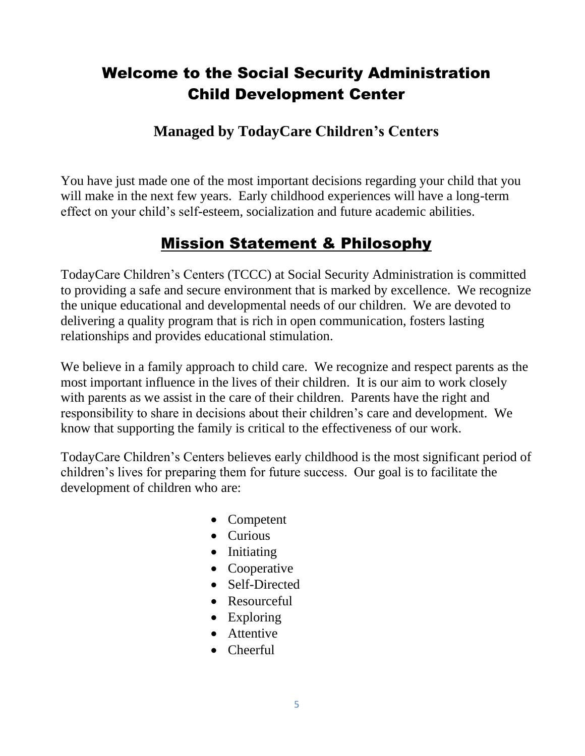# Welcome to the Social Security Administration Child Development Center

### Managed by TodayCare Children's Centers

You have just made one of the most important decisions regarding your child that you will make in the next few years. Early childhood experiences will have a long-term effect on your child's self-esteem, socialization and future academic abilities.

## Mission Statement & Philosophy

TodayCare Children's Centers (TCCC) at Social Security Administration is committed to providing a safe and secure environment that is marked by excellence. We recognize the unique educational and developmental needs of our children. We are devoted to delivering a quality program that is rich in open communication, fosters lasting relationships and provides educational stimulation.

We believe in a family approach to child care. We recognize and respect parents as the most important influence in the lives of their children. It is our aim to work closely with parents as we assist in the care of their children. Parents have the right and responsibility to share in decisions about their children's care and development. We know that supporting the family is critical to the effectiveness of our work.

TodayCare Children's Centers believes early childhood is the most significant period of children's lives for preparing them for future success. Our goal is to facilitate the development of children who are:

- Competent
- Curious
- Initiating
- Cooperative
- Self-Directed
- Resourceful
- Exploring
- Attentive
- Cheerful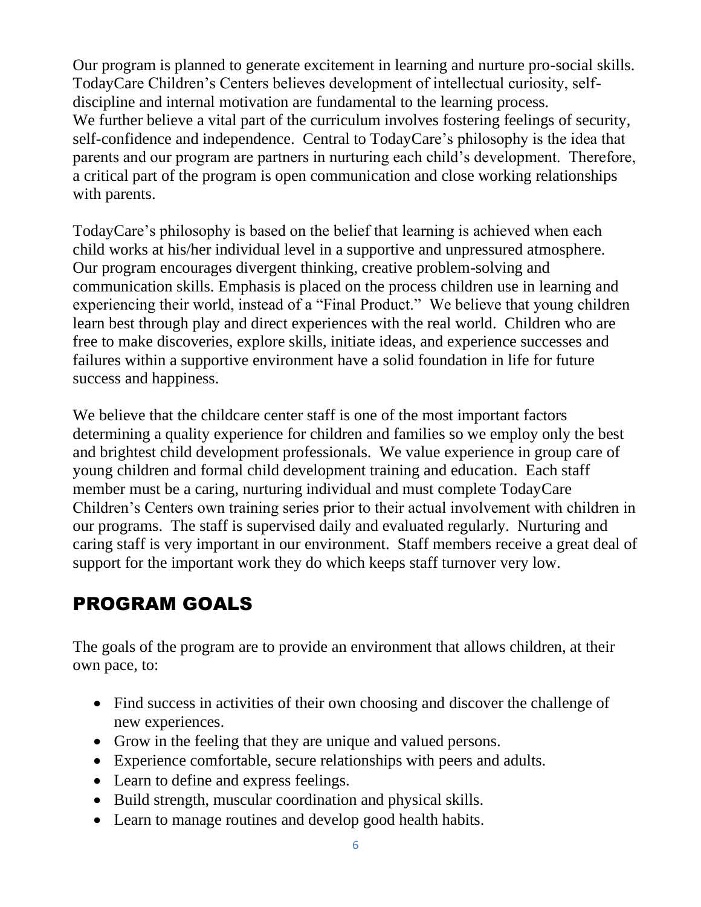Our program is planned to generate excitement in learning and nurture pro-social skills. TodayCare Children's Centers believes development of intellectual curiosity, self-discipline and internal motivation are fundamental to the learning process. We further believe a vital part of the curriculum involves fostering feelings of security, self-confidence and independence. Central to TodayCare's philosophy is the idea that parents and our program are partners in nurturing each child's development. Therefore, a critical part of the program is open communication and close working relationships with parents.

TodayCare's philosophy is based on the belief that learning is achieved when each child works at his/her individual level in a supportive and unpressured atmosphere. Our program encourages divergent thinking, creative problem-solving and communication skills. Emphasis is placed on the process children use in learning and experiencing their world, instead of a "Final Product." We believe that young children learn best through play and direct experiences with the real world. Children who are free to make discoveries, explore skills, initiate ideas, and experience successes and failures within a supportive environment have a solid foundation in life for future success and happiness.

We believe that the childcare center staff is one of the most important factors determining a quality experience for children and families so we employ only the best and brightest child development professionals. We value experience in group care of young children and formal child development training and education. Each staff member must be a caring, nurturing individual and must complete TodayCare Children's Centers own training series prior to their actual involvement with children in our programs. The staff is supervised daily and evaluated regularly. Nurturing and caring staff is very important in our environment. Staff members receive a great deal of support for the important work they do which keeps staff turnover very low.

## PROGRAM GOALS

The goals of the program are to provide an environment that allows children, at their own pace, to:

- Find success in activities of their own choosing and discover the challenge of new experiences.
- Grow in the feeling that they are unique and valued persons.
- Experience comfortable, secure relationships with peers and adults.
- Learn to define and express feelings.
- Build strength, muscular coordination and physical skills.
- Learn to manage routines and develop good health habits.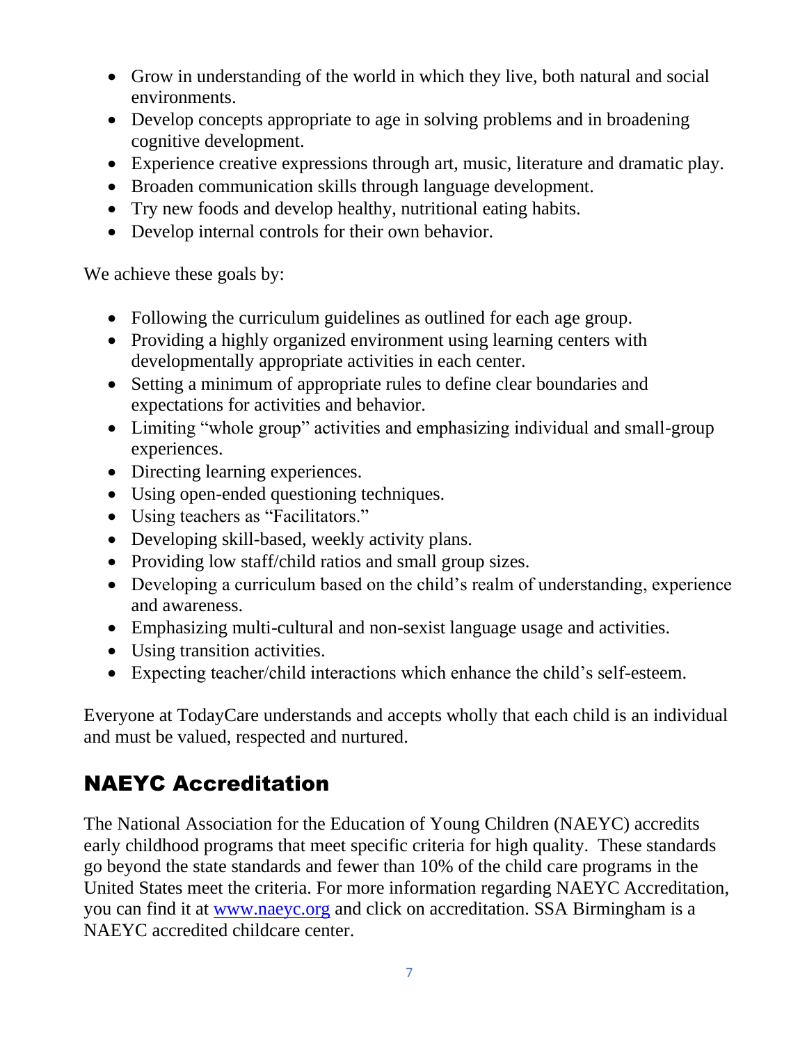- Grow in understanding of the world in which they live, both natural and social environments.
- Develop concepts appropriate to age in solving problems and in broadening cognitive development.
- Experience creative expressions through art, music, literature and dramatic play.
- Broaden communication skills through language development.
- Try new foods and develop healthy, nutritional eating habits.
- Develop internal controls for their own behavior.

We achieve these goals by:

- Following the curriculum guidelines as outlined for each age group.
- Providing a highly organized environment using learning centers with developmentally appropriate activities in each center.
- Setting a minimum of appropriate rules to define clear boundaries and expectations for activities and behavior.
- Limiting "whole group" activities and emphasizing individual and small-group experiences.
- Directing learning experiences.
- Using open-ended questioning techniques.
- Using teachers as "Facilitators."
- Developing skill-based, weekly activity plans.
- Providing low staff/child ratios and small group sizes.
- Developing a curriculum based on the child's realm of understanding, experience and awareness.
- Emphasizing multi-cultural and non-sexist language usage and activities.
- Using transition activities.
- Expecting teacher/child interactions which enhance the child's self-esteem.

Everyone at TodayCare understands and accepts wholly that each child is an individual and must be valued, respected and nurtured.

## NAEYC Accreditation

The National Association for the Education of Young Children (NAEYC) accredits early childhood programs that meet specific criteria for high quality. These standards go beyond the state standards and fewer than 10% of the child care programs in the United States meet the criteria. For more information regarding NAEYC Accreditation, you can find it at [www.naeyc.org](http://www.naeyc.org) and click on accreditation. SSA Birmingham is a NAEYC accredited childcare center.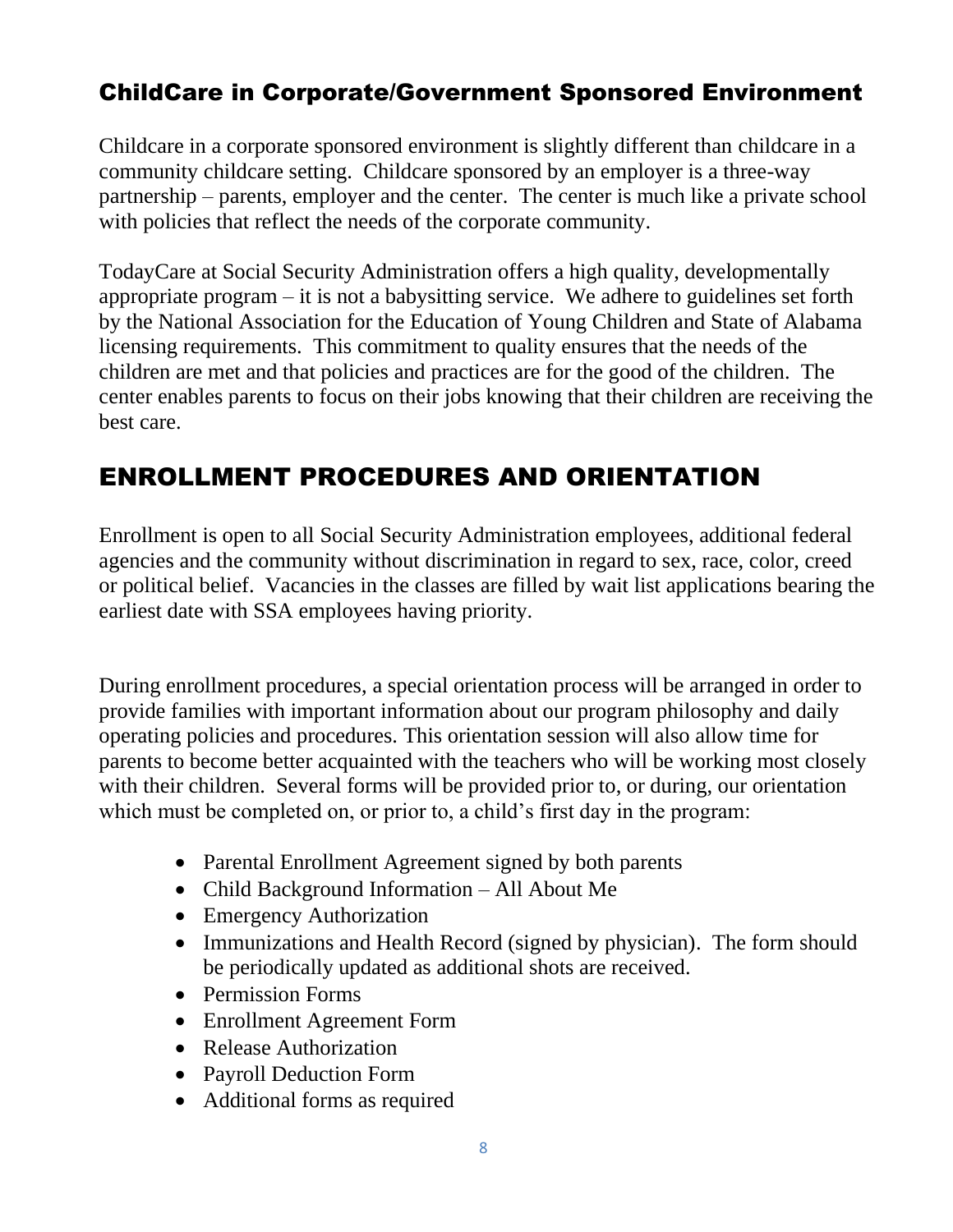## ChildCare in Corporate/Government Sponsored Environment

Childcare in a corporate sponsored environment is slightly different than childcare in a community childcare setting. Childcare sponsored by an employer is a three-way partnership – parents, employer and the center. The center is much like a private school with policies that reflect the needs of the corporate community.

TodayCare at Social Security Administration offers a high quality, developmentally appropriate program – it is not a babysitting service. We adhere to guidelines set forth by the National Association for the Education of Young Children and State of Alabama licensing requirements. This commitment to quality ensures that the needs of the children are met and that policies and practices are for the good of the children. The center enables parents to focus on their jobs knowing that their children are receiving the best care.

# ENROLLMENT PROCEDURES AND ORIENTATION

Enrollment is open to all Social Security Administration employees, additional federal agencies and the community without discrimination in regard to sex, race, color, creed or political belief. Vacancies in the classes are filled by wait list applications bearing the earliest date with SSA employees having priority.

During enrollment procedures, a special orientation process will be arranged in order to provide families with important information about our program philosophy and daily operating policies and procedures. This orientation session will also allow time for parents to become better acquainted with the teachers who will be working most closely with their children. Several forms will be provided prior to, or during, our orientation which must be completed on, or prior to, a child's first day in the program:

- Parental Enrollment Agreement signed by both parents
- Child Background Information – All About Me
- Emergency Authorization
- Immunizations and Health Record (signed by physician). The form should be periodically updated as additional shots are received.
- Permission Forms
- Enrollment Agreement Form
- Release Authorization
- Payroll Deduction Form
- Additional forms as required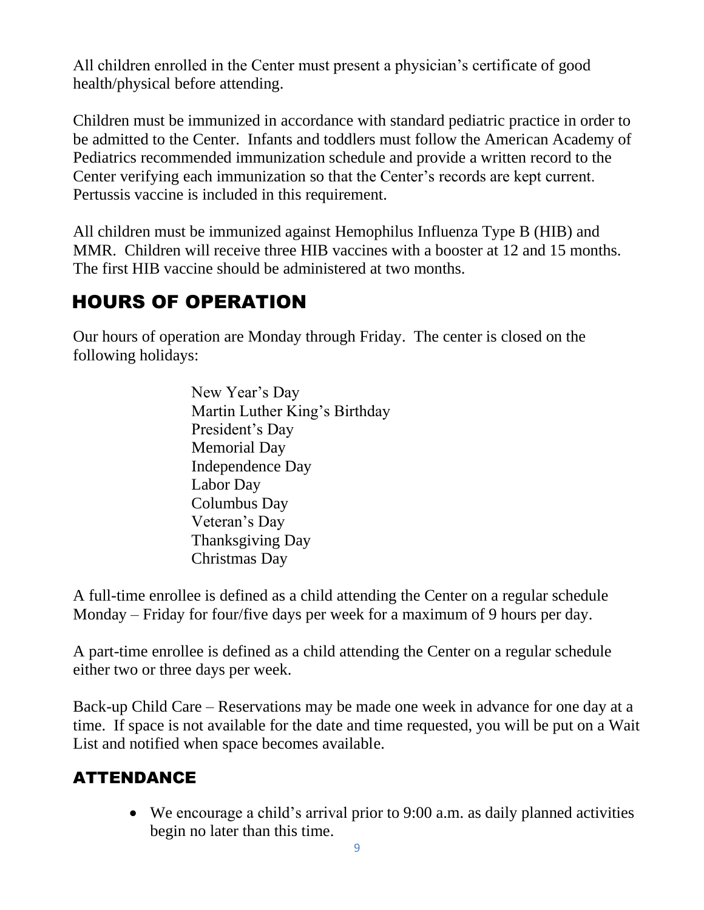All children enrolled in the Center must present a physician's certificate of good health/physical before attending.

Children must be immunized in accordance with standard pediatric practice in order to be admitted to the Center. Infants and toddlers must follow the American Academy of Pediatrics recommended immunization schedule and provide a written record to the Center verifying each immunization so that the Center's records are kept current. Pertussis vaccine is included in this requirement.

All children must be immunized against Hemophilus Influenza Type B (HIB) and MMR. Children will receive three HIB vaccines with a booster at 12 and 15 months. The first HIB vaccine should be administered at two months.

## HOURS OF OPERATION

Our hours of operation are Monday through Friday. The center is closed on the following holidays:

New Year's Day
Martin Luther King's Birthday
President's Day
Memorial Day
Independence Day
Labor Day
Columbus Day
Veteran's Day
Thanksgiving Day
Christmas Day

A full-time enrollee is defined as a child attending the Center on a regular schedule Monday – Friday for four/five days per week for a maximum of 9 hours per day.

A part-time enrollee is defined as a child attending the Center on a regular schedule either two or three days per week.

Back-up Child Care – Reservations may be made one week in advance for one day at a time. If space is not available for the date and time requested, you will be put on a Wait List and notified when space becomes available.

## ATTENDANCE

- We encourage a child's arrival prior to 9:00 a.m. as daily planned activities begin no later than this time.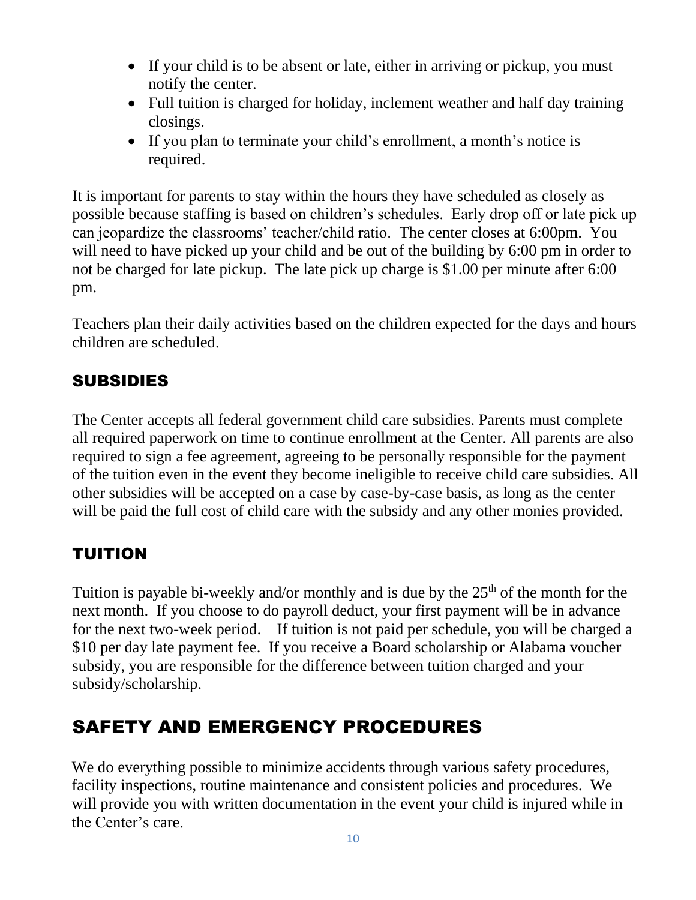- If your child is to be absent or late, either in arriving or pickup, you must notify the center.
- Full tuition is charged for holiday, inclement weather and half day training closings.
- If you plan to terminate your child's enrollment, a month's notice is required.

It is important for parents to stay within the hours they have scheduled as closely as possible because staffing is based on children's schedules. Early drop off or late pick up can jeopardize the classrooms' teacher/child ratio. The center closes at 6:00pm. You will need to have picked up your child and be out of the building by 6:00 pm in order to not be charged for late pickup. The late pick up charge is $1.00 per minute after 6:00 pm.

Teachers plan their daily activities based on the children expected for the days and hours children are scheduled.

### SUBSIDIES

The Center accepts all federal government child care subsidies. Parents must complete all required paperwork on time to continue enrollment at the Center. All parents are also required to sign a fee agreement, agreeing to be personally responsible for the payment of the tuition even in the event they become ineligible to receive child care subsidies. All other subsidies will be accepted on a case by case-by-case basis, as long as the center will be paid the full cost of child care with the subsidy and any other monies provided.

### TUITION

Tuition is payable bi-weekly and/or monthly and is due by the 25th of the month for the next month. If you choose to do payroll deduct, your first payment will be in advance for the next two-week period. If tuition is not paid per schedule, you will be charged a $10 per day late payment fee. If you receive a Board scholarship or Alabama voucher subsidy, you are responsible for the difference between tuition charged and your subsidy/scholarship.

## SAFETY AND EMERGENCY PROCEDURES

We do everything possible to minimize accidents through various safety procedures, facility inspections, routine maintenance and consistent policies and procedures. We will provide you with written documentation in the event your child is injured while in the Center's care.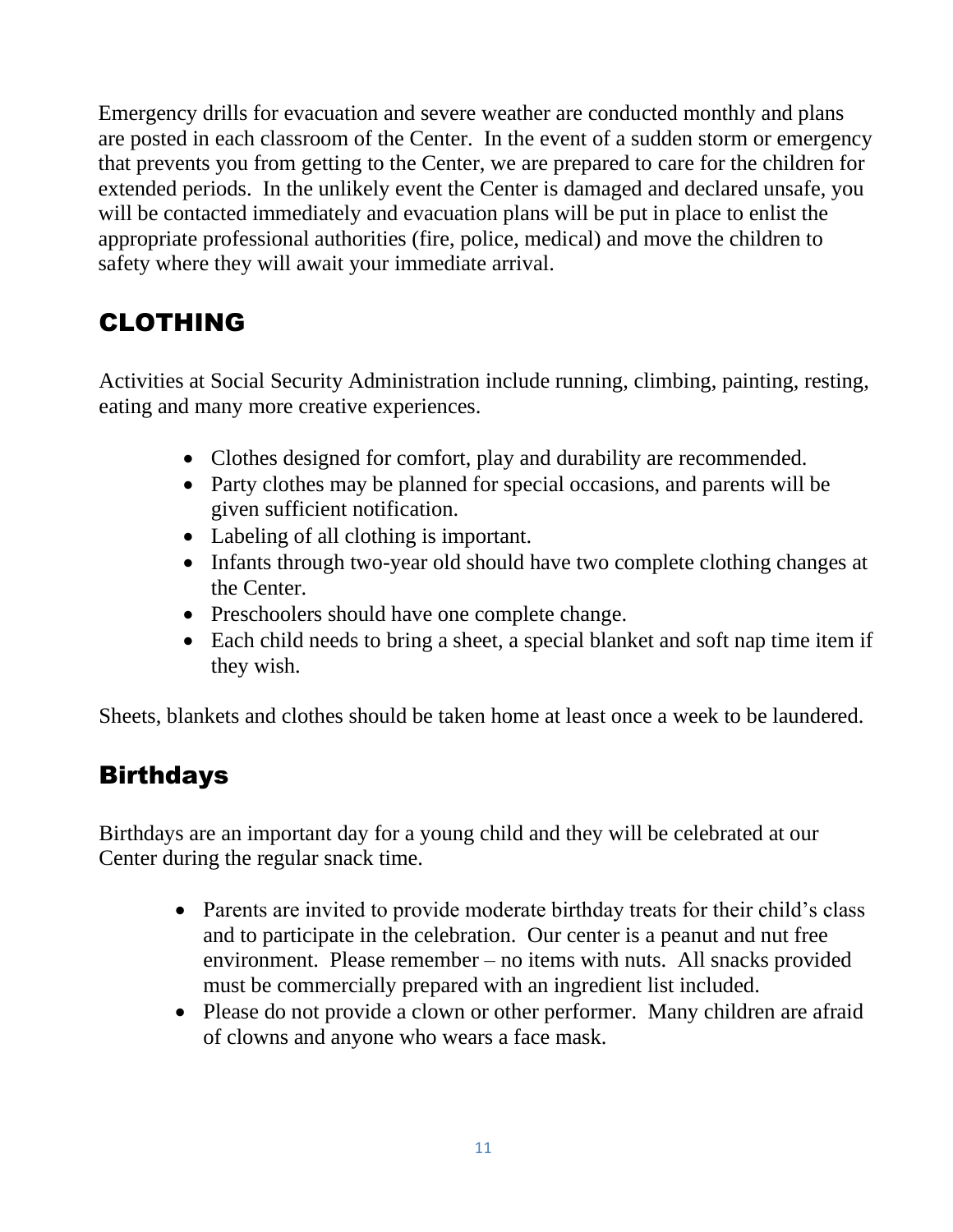Emergency drills for evacuation and severe weather are conducted monthly and plans are posted in each classroom of the Center. In the event of a sudden storm or emergency that prevents you from getting to the Center, we are prepared to care for the children for extended periods. In the unlikely event the Center is damaged and declared unsafe, you will be contacted immediately and evacuation plans will be put in place to enlist the appropriate professional authorities (fire, police, medical) and move the children to safety where they will await your immediate arrival.

## CLOTHING

Activities at Social Security Administration include running, climbing, painting, resting, eating and many more creative experiences.

- Clothes designed for comfort, play and durability are recommended.
- Party clothes may be planned for special occasions, and parents will be given sufficient notification.
- Labeling of all clothing is important.
- Infants through two-year old should have two complete clothing changes at the Center.
- Preschoolers should have one complete change.
- Each child needs to bring a sheet, a special blanket and soft nap time item if they wish.

Sheets, blankets and clothes should be taken home at least once a week to be laundered.

## Birthdays

Birthdays are an important day for a young child and they will be celebrated at our Center during the regular snack time.

- Parents are invited to provide moderate birthday treats for their child's class and to participate in the celebration. Our center is a peanut and nut free environment. Please remember – no items with nuts. All snacks provided must be commercially prepared with an ingredient list included.
- Please do not provide a clown or other performer. Many children are afraid of clowns and anyone who wears a face mask.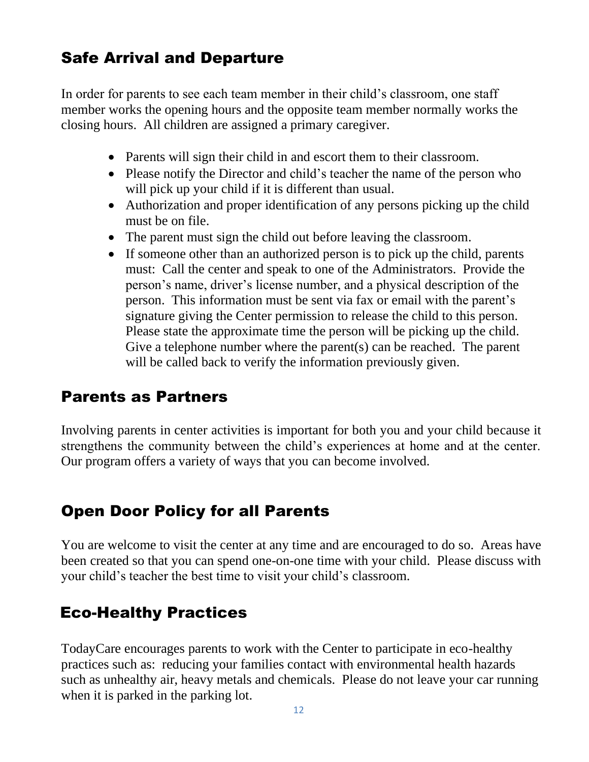## Safe Arrival and Departure

In order for parents to see each team member in their child's classroom, one staff member works the opening hours and the opposite team member normally works the closing hours. All children are assigned a primary caregiver.

- Parents will sign their child in and escort them to their classroom.
- Please notify the Director and child's teacher the name of the person who will pick up your child if it is different than usual.
- Authorization and proper identification of any persons picking up the child must be on file.
- The parent must sign the child out before leaving the classroom.
- If someone other than an authorized person is to pick up the child, parents must: Call the center and speak to one of the Administrators. Provide the person's name, driver's license number, and a physical description of the person. This information must be sent via fax or email with the parent's signature giving the Center permission to release the child to this person. Please state the approximate time the person will be picking up the child. Give a telephone number where the parent(s) can be reached. The parent will be called back to verify the information previously given.

## Parents as Partners

Involving parents in center activities is important for both you and your child because it strengthens the community between the child's experiences at home and at the center. Our program offers a variety of ways that you can become involved.

## Open Door Policy for all Parents

You are welcome to visit the center at any time and are encouraged to do so. Areas have been created so that you can spend one-on-one time with your child. Please discuss with your child's teacher the best time to visit your child's classroom.

## Eco-Healthy Practices

TodayCare encourages parents to work with the Center to participate in eco-healthy practices such as: reducing your families contact with environmental health hazards such as unhealthy air, heavy metals and chemicals. Please do not leave your car running when it is parked in the parking lot.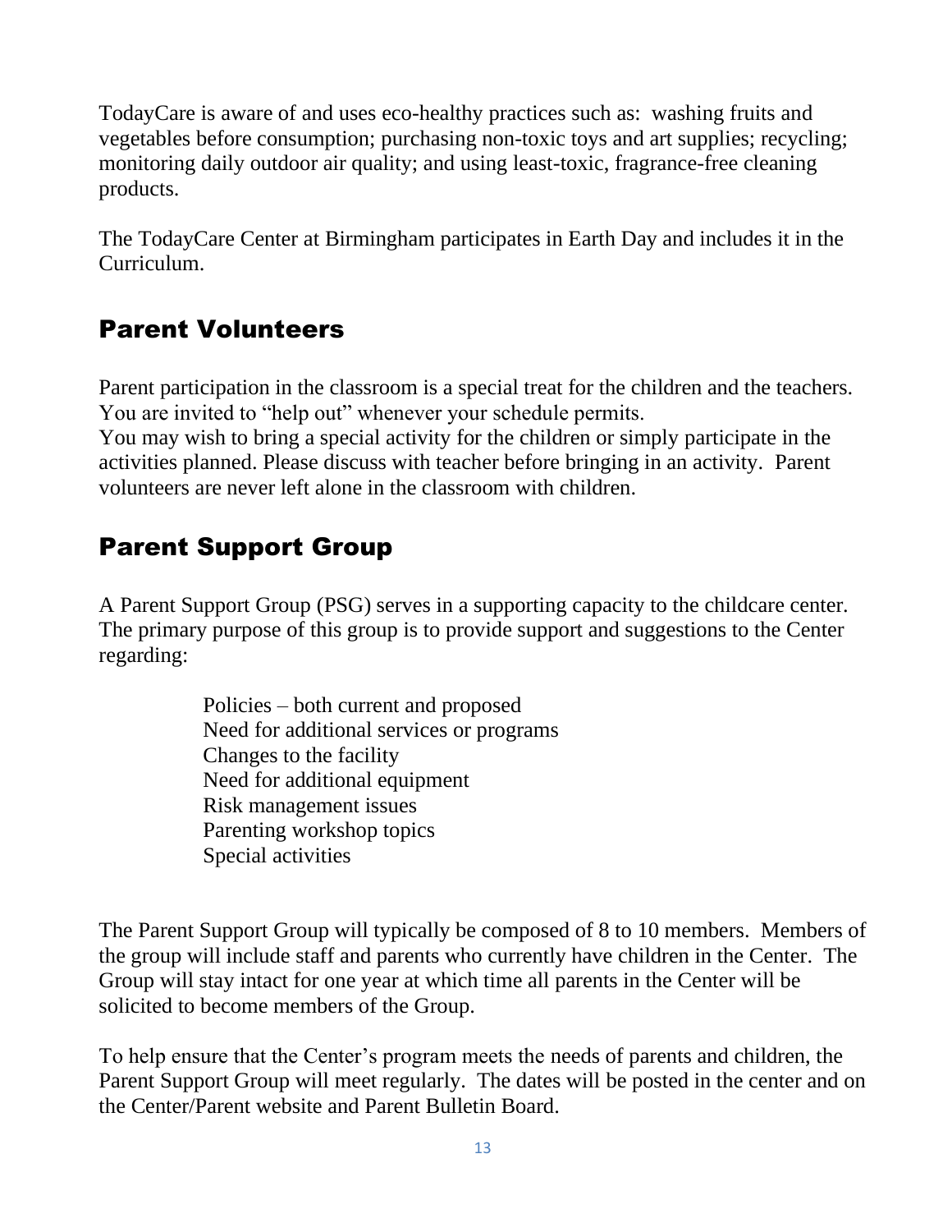TodayCare is aware of and uses eco-healthy practices such as: washing fruits and vegetables before consumption; purchasing non-toxic toys and art supplies; recycling; monitoring daily outdoor air quality; and using least-toxic, fragrance-free cleaning products.

The TodayCare Center at Birmingham participates in Earth Day and includes it in the Curriculum.

## Parent Volunteers

Parent participation in the classroom is a special treat for the children and the teachers. You are invited to "help out" whenever your schedule permits.
You may wish to bring a special activity for the children or simply participate in the activities planned. Please discuss with teacher before bringing in an activity. Parent volunteers are never left alone in the classroom with children.

## Parent Support Group

A Parent Support Group (PSG) serves in a supporting capacity to the childcare center. The primary purpose of this group is to provide support and suggestions to the Center regarding:

- Policies – both current and proposed
- Need for additional services or programs
- Changes to the facility
- Need for additional equipment
- Risk management issues
- Parenting workshop topics
- Special activities

The Parent Support Group will typically be composed of 8 to 10 members. Members of the group will include staff and parents who currently have children in the Center. The Group will stay intact for one year at which time all parents in the Center will be solicited to become members of the Group.

To help ensure that the Center's program meets the needs of parents and children, the Parent Support Group will meet regularly. The dates will be posted in the center and on the Center/Parent website and Parent Bulletin Board.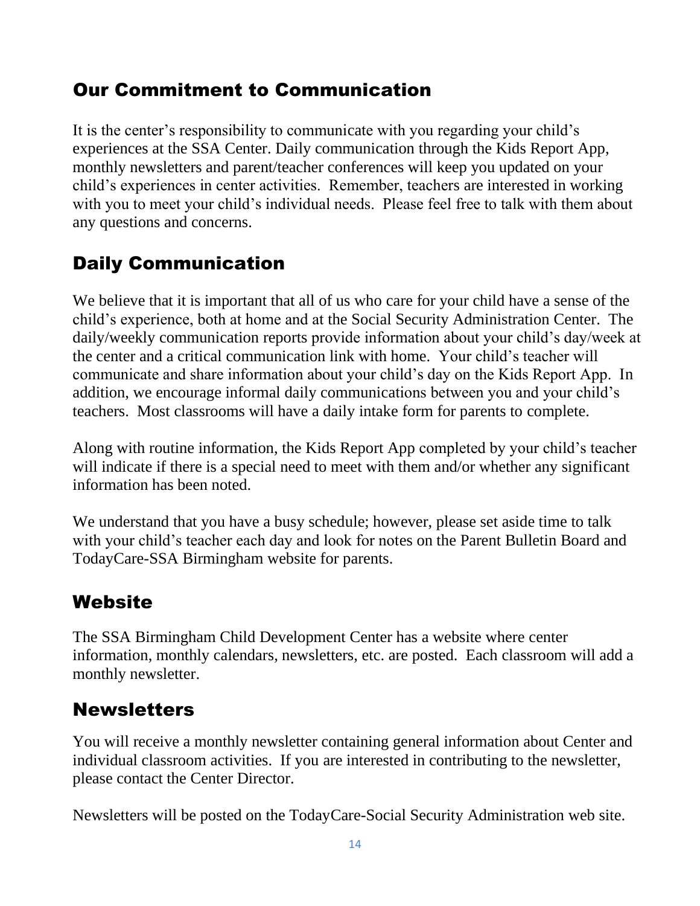## Our Commitment to Communication

It is the center's responsibility to communicate with you regarding your child's experiences at the SSA Center. Daily communication through the Kids Report App, monthly newsletters and parent/teacher conferences will keep you updated on your child's experiences in center activities. Remember, teachers are interested in working with you to meet your child's individual needs. Please feel free to talk with them about any questions and concerns.

## Daily Communication

We believe that it is important that all of us who care for your child have a sense of the child's experience, both at home and at the Social Security Administration Center. The daily/weekly communication reports provide information about your child's day/week at the center and a critical communication link with home. Your child's teacher will communicate and share information about your child's day on the Kids Report App. In addition, we encourage informal daily communications between you and your child's teachers. Most classrooms will have a daily intake form for parents to complete.

Along with routine information, the Kids Report App completed by your child's teacher will indicate if there is a special need to meet with them and/or whether any significant information has been noted.

We understand that you have a busy schedule; however, please set aside time to talk with your child's teacher each day and look for notes on the Parent Bulletin Board and TodayCare-SSA Birmingham website for parents.

## Website

The SSA Birmingham Child Development Center has a website where center information, monthly calendars, newsletters, etc. are posted. Each classroom will add a monthly newsletter.

## Newsletters

You will receive a monthly newsletter containing general information about Center and individual classroom activities. If you are interested in contributing to the newsletter, please contact the Center Director.

Newsletters will be posted on the TodayCare-Social Security Administration web site.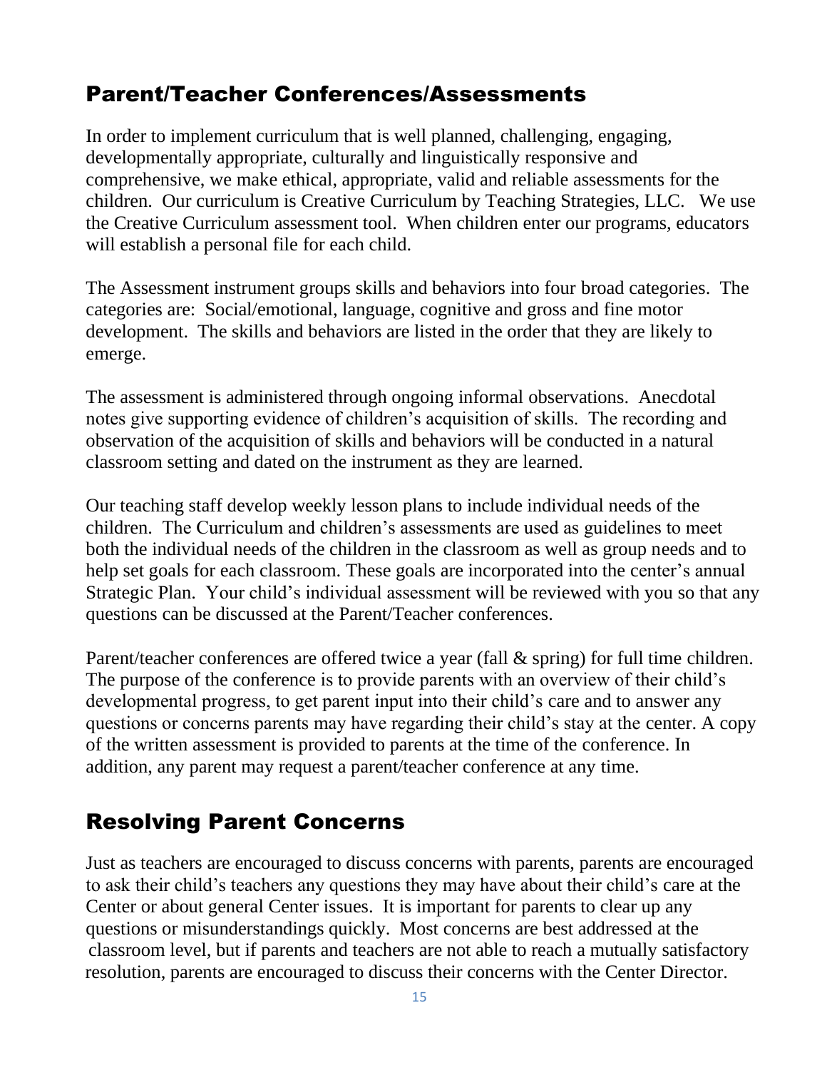## Parent/Teacher Conferences/Assessments

In order to implement curriculum that is well planned, challenging, engaging, developmentally appropriate, culturally and linguistically responsive and comprehensive, we make ethical, appropriate, valid and reliable assessments for the children. Our curriculum is Creative Curriculum by Teaching Strategies, LLC. We use the Creative Curriculum assessment tool. When children enter our programs, educators will establish a personal file for each child.

The Assessment instrument groups skills and behaviors into four broad categories. The categories are: Social/emotional, language, cognitive and gross and fine motor development. The skills and behaviors are listed in the order that they are likely to emerge.

The assessment is administered through ongoing informal observations. Anecdotal notes give supporting evidence of children's acquisition of skills. The recording and observation of the acquisition of skills and behaviors will be conducted in a natural classroom setting and dated on the instrument as they are learned.

Our teaching staff develop weekly lesson plans to include individual needs of the children. The Curriculum and children's assessments are used as guidelines to meet both the individual needs of the children in the classroom as well as group needs and to help set goals for each classroom. These goals are incorporated into the center's annual Strategic Plan. Your child's individual assessment will be reviewed with you so that any questions can be discussed at the Parent/Teacher conferences.

Parent/teacher conferences are offered twice a year (fall & spring) for full time children. The purpose of the conference is to provide parents with an overview of their child's developmental progress, to get parent input into their child's care and to answer any questions or concerns parents may have regarding their child's stay at the center. A copy of the written assessment is provided to parents at the time of the conference. In addition, any parent may request a parent/teacher conference at any time.

## Resolving Parent Concerns

Just as teachers are encouraged to discuss concerns with parents, parents are encouraged to ask their child's teachers any questions they may have about their child's care at the Center or about general Center issues. It is important for parents to clear up any questions or misunderstandings quickly. Most concerns are best addressed at the classroom level, but if parents and teachers are not able to reach a mutually satisfactory resolution, parents are encouraged to discuss their concerns with the Center Director.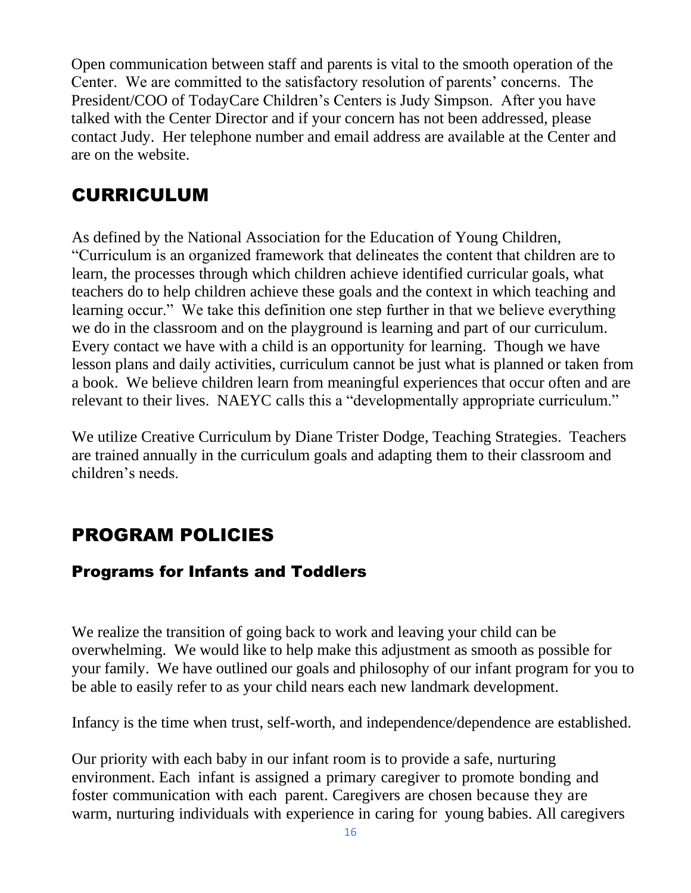Open communication between staff and parents is vital to the smooth operation of the Center. We are committed to the satisfactory resolution of parents' concerns. The President/COO of TodayCare Children's Centers is Judy Simpson. After you have talked with the Center Director and if your concern has not been addressed, please contact Judy. Her telephone number and email address are available at the Center and are on the website.

# CURRICULUM

As defined by the National Association for the Education of Young Children, "Curriculum is an organized framework that delineates the content that children are to learn, the processes through which children achieve identified curricular goals, what teachers do to help children achieve these goals and the context in which teaching and learning occur." We take this definition one step further in that we believe everything we do in the classroom and on the playground is learning and part of our curriculum. Every contact we have with a child is an opportunity for learning. Though we have lesson plans and daily activities, curriculum cannot be just what is planned or taken from a book. We believe children learn from meaningful experiences that occur often and are relevant to their lives. NAEYC calls this a "developmentally appropriate curriculum."

We utilize Creative Curriculum by Diane Trister Dodge, Teaching Strategies. Teachers are trained annually in the curriculum goals and adapting them to their classroom and children's needs.

# PROGRAM POLICIES

## Programs for Infants and Toddlers

We realize the transition of going back to work and leaving your child can be overwhelming. We would like to help make this adjustment as smooth as possible for your family. We have outlined our goals and philosophy of our infant program for you to be able to easily refer to as your child nears each new landmark development.

Infancy is the time when trust, self-worth, and independence/dependence are established.

Our priority with each baby in our infant room is to provide a safe, nurturing environment. Each infant is assigned a primary caregiver to promote bonding and foster communication with each parent. Caregivers are chosen because they are warm, nurturing individuals with experience in caring for young babies. All caregivers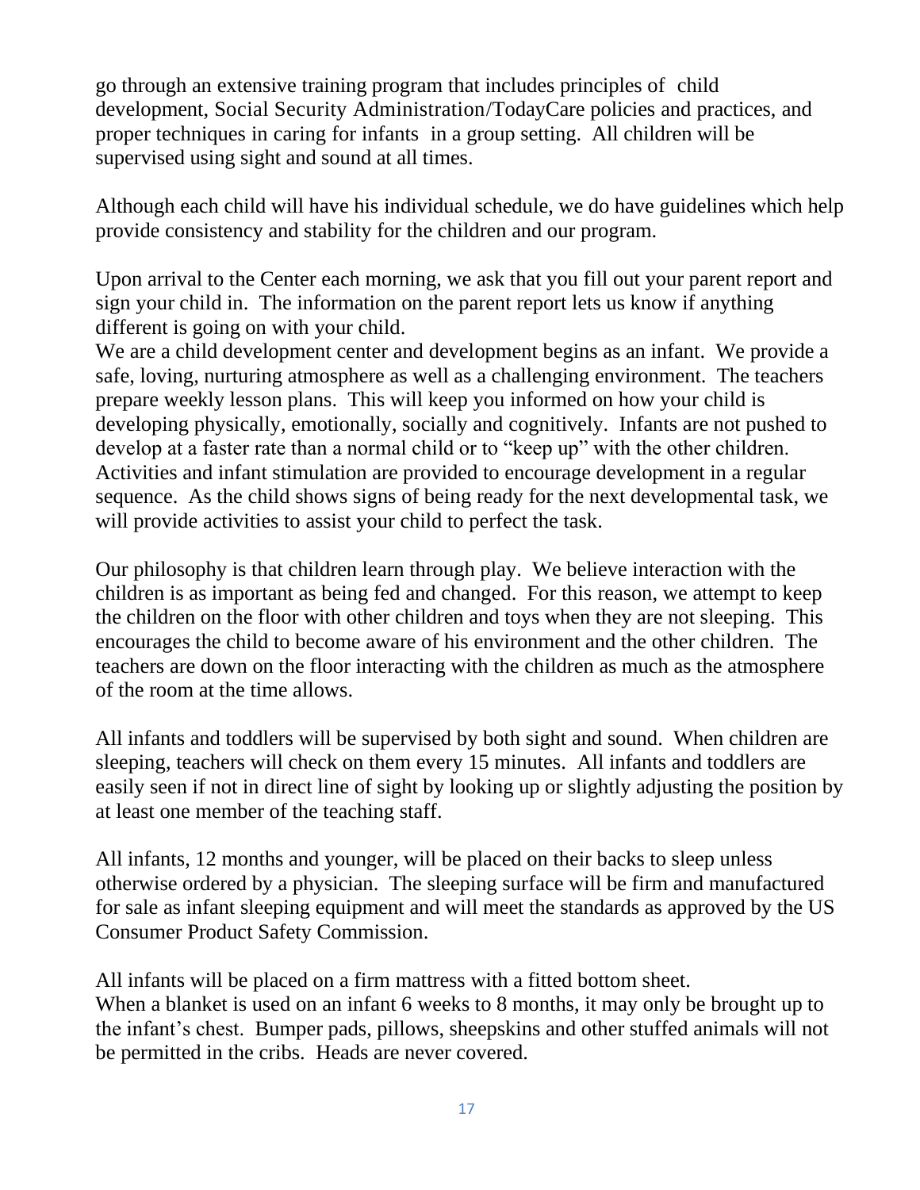go through an extensive training program that includes principles of child development, Social Security Administration/TodayCare policies and practices, and proper techniques in caring for infants in a group setting. All children will be supervised using sight and sound at all times.

Although each child will have his individual schedule, we do have guidelines which help provide consistency and stability for the children and our program.

Upon arrival to the Center each morning, we ask that you fill out your parent report and sign your child in. The information on the parent report lets us know if anything different is going on with your child.
We are a child development center and development begins as an infant. We provide a safe, loving, nurturing atmosphere as well as a challenging environment. The teachers prepare weekly lesson plans. This will keep you informed on how your child is developing physically, emotionally, socially and cognitively. Infants are not pushed to develop at a faster rate than a normal child or to "keep up" with the other children. Activities and infant stimulation are provided to encourage development in a regular sequence. As the child shows signs of being ready for the next developmental task, we will provide activities to assist your child to perfect the task.

Our philosophy is that children learn through play. We believe interaction with the children is as important as being fed and changed. For this reason, we attempt to keep the children on the floor with other children and toys when they are not sleeping. This encourages the child to become aware of his environment and the other children. The teachers are down on the floor interacting with the children as much as the atmosphere of the room at the time allows.

All infants and toddlers will be supervised by both sight and sound. When children are sleeping, teachers will check on them every 15 minutes. All infants and toddlers are easily seen if not in direct line of sight by looking up or slightly adjusting the position by at least one member of the teaching staff.

All infants, 12 months and younger, will be placed on their backs to sleep unless otherwise ordered by a physician. The sleeping surface will be firm and manufactured for sale as infant sleeping equipment and will meet the standards as approved by the US Consumer Product Safety Commission.

All infants will be placed on a firm mattress with a fitted bottom sheet.
When a blanket is used on an infant 6 weeks to 8 months, it may only be brought up to the infant's chest. Bumper pads, pillows, sheepskins and other stuffed animals will not be permitted in the cribs. Heads are never covered.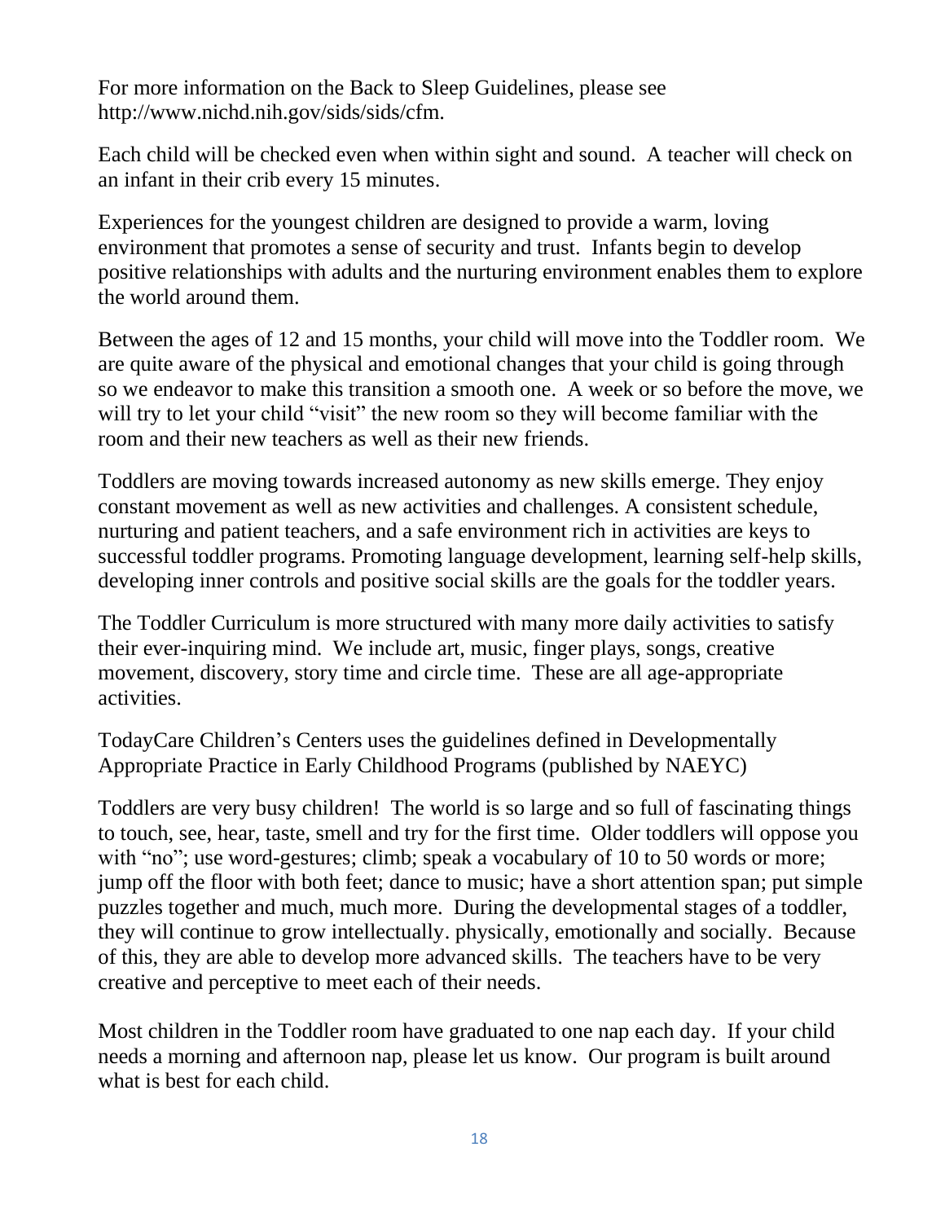For more information on the Back to Sleep Guidelines, please see http://www.nichd.nih.gov/sids/sids/cfm.

Each child will be checked even when within sight and sound. A teacher will check on an infant in their crib every 15 minutes.

Experiences for the youngest children are designed to provide a warm, loving environment that promotes a sense of security and trust. Infants begin to develop positive relationships with adults and the nurturing environment enables them to explore the world around them.

Between the ages of 12 and 15 months, your child will move into the Toddler room. We are quite aware of the physical and emotional changes that your child is going through so we endeavor to make this transition a smooth one. A week or so before the move, we will try to let your child "visit" the new room so they will become familiar with the room and their new teachers as well as their new friends.

Toddlers are moving towards increased autonomy as new skills emerge. They enjoy constant movement as well as new activities and challenges. A consistent schedule, nurturing and patient teachers, and a safe environment rich in activities are keys to successful toddler programs. Promoting language development, learning self-help skills, developing inner controls and positive social skills are the goals for the toddler years.

The Toddler Curriculum is more structured with many more daily activities to satisfy their ever-inquiring mind. We include art, music, finger plays, songs, creative movement, discovery, story time and circle time. These are all age-appropriate activities.

TodayCare Children's Centers uses the guidelines defined in Developmentally Appropriate Practice in Early Childhood Programs (published by NAEYC)

Toddlers are very busy children! The world is so large and so full of fascinating things to touch, see, hear, taste, smell and try for the first time. Older toddlers will oppose you with "no"; use word-gestures; climb; speak a vocabulary of 10 to 50 words or more; jump off the floor with both feet; dance to music; have a short attention span; put simple puzzles together and much, much more. During the developmental stages of a toddler, they will continue to grow intellectually. physically, emotionally and socially. Because of this, they are able to develop more advanced skills. The teachers have to be very creative and perceptive to meet each of their needs.

Most children in the Toddler room have graduated to one nap each day. If your child needs a morning and afternoon nap, please let us know. Our program is built around what is best for each child.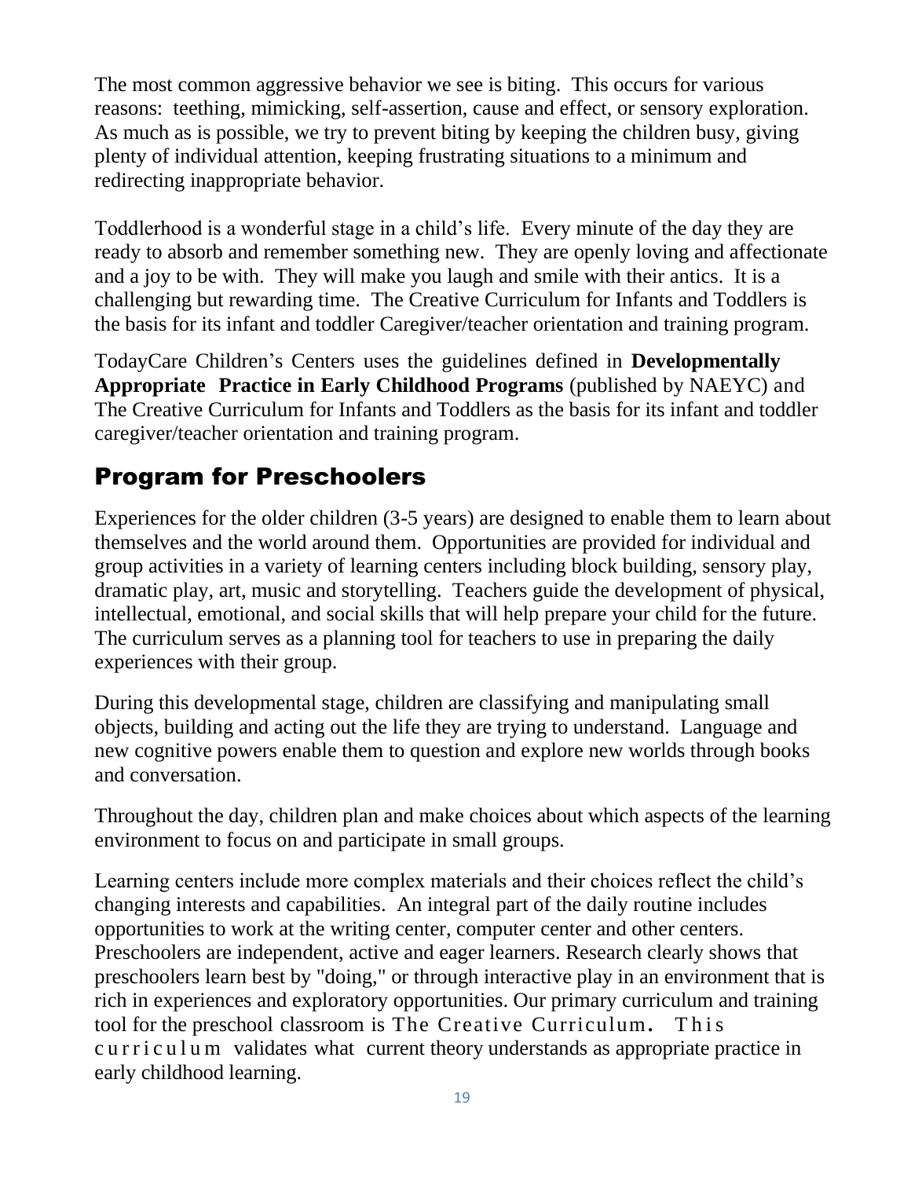The most common aggressive behavior we see is biting. This occurs for various reasons: teething, mimicking, self-assertion, cause and effect, or sensory exploration. As much as is possible, we try to prevent biting by keeping the children busy, giving plenty of individual attention, keeping frustrating situations to a minimum and redirecting inappropriate behavior.

Toddlerhood is a wonderful stage in a child's life. Every minute of the day they are ready to absorb and remember something new. They are openly loving and affectionate and a joy to be with. They will make you laugh and smile with their antics. It is a challenging but rewarding time. The Creative Curriculum for Infants and Toddlers is the basis for its infant and toddler Caregiver/teacher orientation and training program.

TodayCare Children's Centers uses the guidelines defined in **Developmentally Appropriate Practice in Early Childhood Programs** (published by NAEYC) and The Creative Curriculum for Infants and Toddlers as the basis for its infant and toddler caregiver/teacher orientation and training program.

## Program for Preschoolers

Experiences for the older children (3-5 years) are designed to enable them to learn about themselves and the world around them. Opportunities are provided for individual and group activities in a variety of learning centers including block building, sensory play, dramatic play, art, music and storytelling. Teachers guide the development of physical, intellectual, emotional, and social skills that will help prepare your child for the future. The curriculum serves as a planning tool for teachers to use in preparing the daily experiences with their group.

During this developmental stage, children are classifying and manipulating small objects, building and acting out the life they are trying to understand. Language and new cognitive powers enable them to question and explore new worlds through books and conversation.

Throughout the day, children plan and make choices about which aspects of the learning environment to focus on and participate in small groups.

Learning centers include more complex materials and their choices reflect the child's changing interests and capabilities. An integral part of the daily routine includes opportunities to work at the writing center, computer center and other centers. Preschoolers are independent, active and eager learners. Research clearly shows that preschoolers learn best by "doing," or through interactive play in an environment that is rich in experiences and exploratory opportunities. Our primary curriculum and training tool for the preschool classroom is The Creative Curriculum. This curriculum validates what current theory understands as appropriate practice in early childhood learning.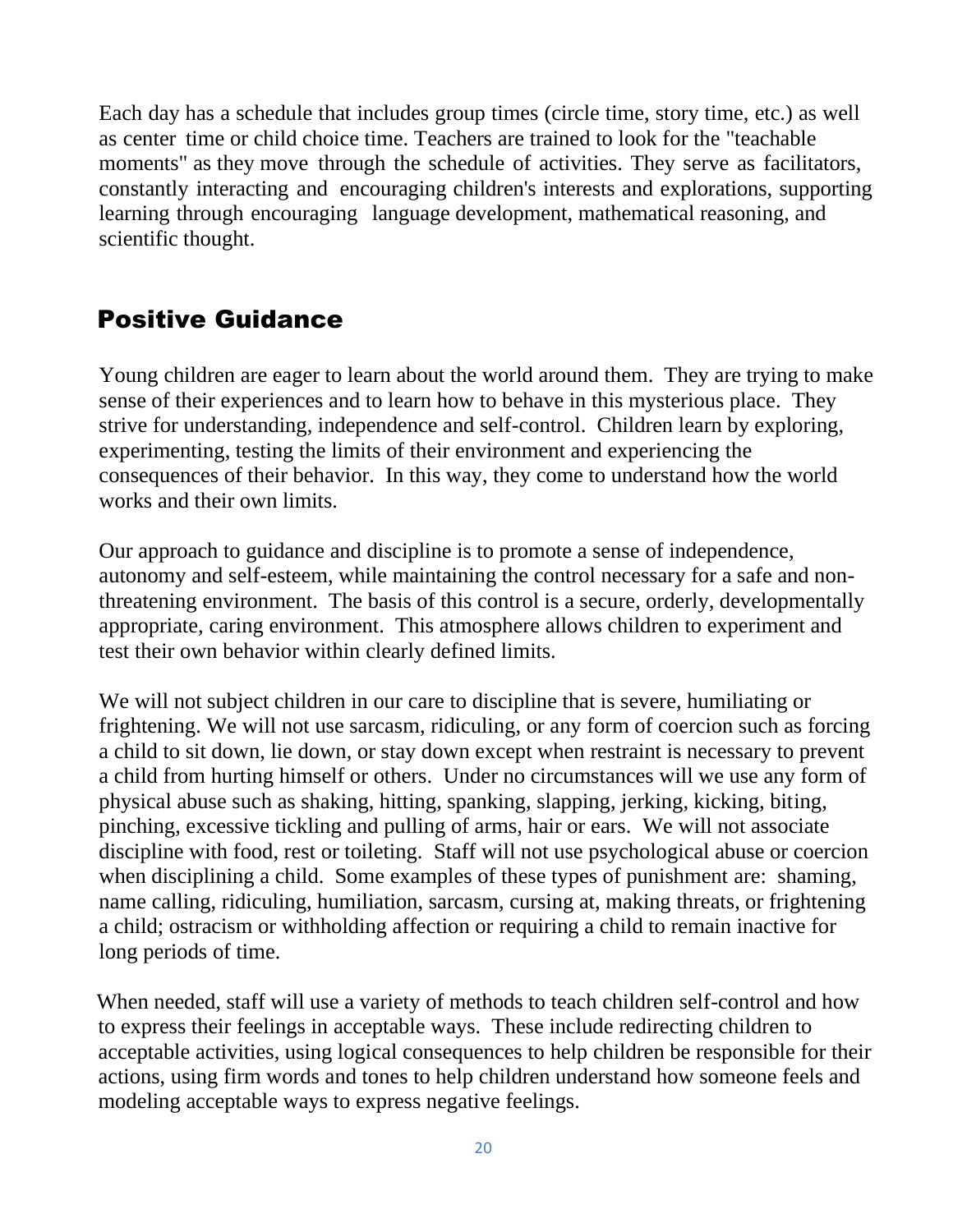Each day has a schedule that includes group times (circle time, story time, etc.) as well as center time or child choice time. Teachers are trained to look for the "teachable moments" as they move through the schedule of activities. They serve as facilitators, constantly interacting and encouraging children's interests and explorations, supporting learning through encouraging language development, mathematical reasoning, and scientific thought.

## Positive Guidance

Young children are eager to learn about the world around them. They are trying to make sense of their experiences and to learn how to behave in this mysterious place. They strive for understanding, independence and self-control. Children learn by exploring, experimenting, testing the limits of their environment and experiencing the consequences of their behavior. In this way, they come to understand how the world works and their own limits.

Our approach to guidance and discipline is to promote a sense of independence, autonomy and self-esteem, while maintaining the control necessary for a safe and non-threatening environment. The basis of this control is a secure, orderly, developmentally appropriate, caring environment. This atmosphere allows children to experiment and test their own behavior within clearly defined limits.

We will not subject children in our care to discipline that is severe, humiliating or frightening. We will not use sarcasm, ridiculing, or any form of coercion such as forcing a child to sit down, lie down, or stay down except when restraint is necessary to prevent a child from hurting himself or others. Under no circumstances will we use any form of physical abuse such as shaking, hitting, spanking, slapping, jerking, kicking, biting, pinching, excessive tickling and pulling of arms, hair or ears. We will not associate discipline with food, rest or toileting. Staff will not use psychological abuse or coercion when disciplining a child. Some examples of these types of punishment are: shaming, name calling, ridiculing, humiliation, sarcasm, cursing at, making threats, or frightening a child; ostracism or withholding affection or requiring a child to remain inactive for long periods of time.

When needed, staff will use a variety of methods to teach children self-control and how to express their feelings in acceptable ways. These include redirecting children to acceptable activities, using logical consequences to help children be responsible for their actions, using firm words and tones to help children understand how someone feels and modeling acceptable ways to express negative feelings.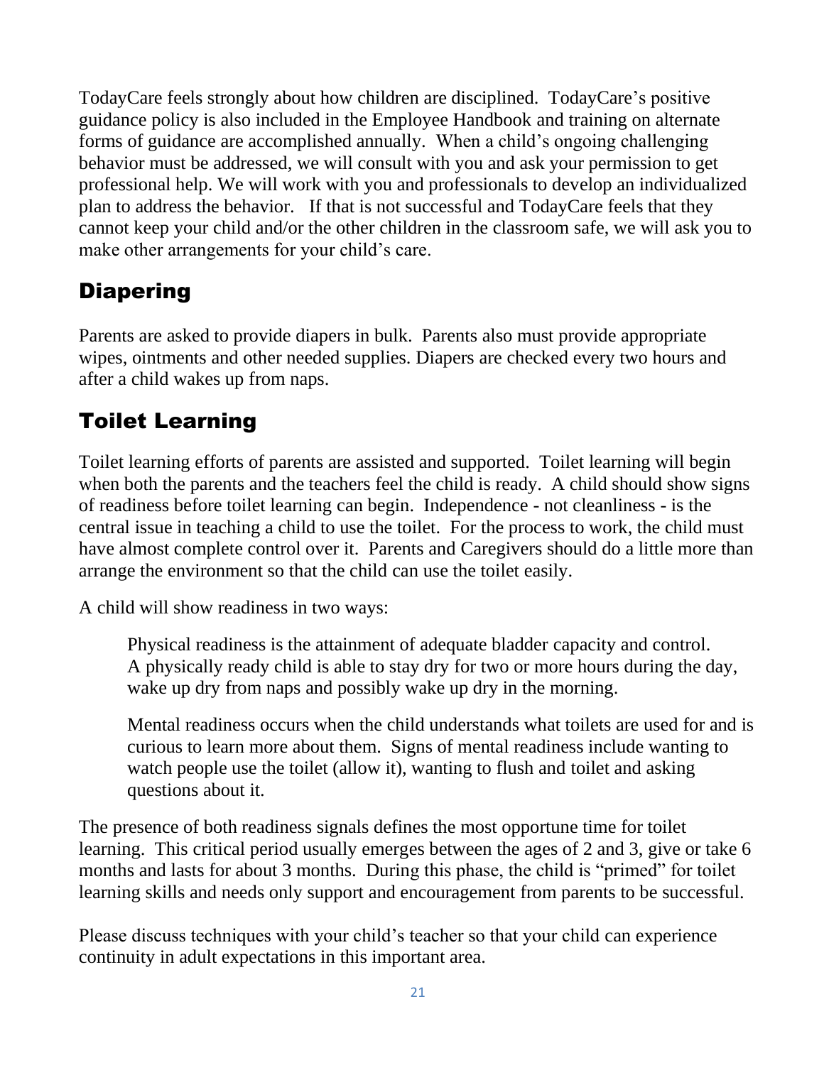TodayCare feels strongly about how children are disciplined. TodayCare's positive guidance policy is also included in the Employee Handbook and training on alternate forms of guidance are accomplished annually. When a child's ongoing challenging behavior must be addressed, we will consult with you and ask your permission to get professional help. We will work with you and professionals to develop an individualized plan to address the behavior. If that is not successful and TodayCare feels that they cannot keep your child and/or the other children in the classroom safe, we will ask you to make other arrangements for your child's care.

## Diapering

Parents are asked to provide diapers in bulk. Parents also must provide appropriate wipes, ointments and other needed supplies. Diapers are checked every two hours and after a child wakes up from naps.

## Toilet Learning

Toilet learning efforts of parents are assisted and supported. Toilet learning will begin when both the parents and the teachers feel the child is ready. A child should show signs of readiness before toilet learning can begin. Independence - not cleanliness - is the central issue in teaching a child to use the toilet. For the process to work, the child must have almost complete control over it. Parents and Caregivers should do a little more than arrange the environment so that the child can use the toilet easily.

A child will show readiness in two ways:

> Physical readiness is the attainment of adequate bladder capacity and control. A physically ready child is able to stay dry for two or more hours during the day, wake up dry from naps and possibly wake up dry in the morning.
>
> Mental readiness occurs when the child understands what toilets are used for and is curious to learn more about them. Signs of mental readiness include wanting to watch people use the toilet (allow it), wanting to flush and toilet and asking questions about it.

The presence of both readiness signals defines the most opportune time for toilet learning. This critical period usually emerges between the ages of 2 and 3, give or take 6 months and lasts for about 3 months. During this phase, the child is "primed" for toilet learning skills and needs only support and encouragement from parents to be successful.

Please discuss techniques with your child's teacher so that your child can experience continuity in adult expectations in this important area.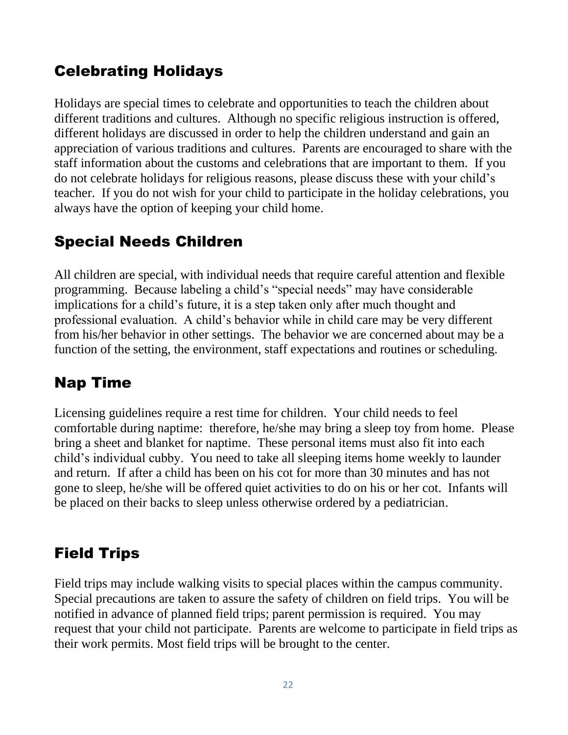## Celebrating Holidays

Holidays are special times to celebrate and opportunities to teach the children about different traditions and cultures. Although no specific religious instruction is offered, different holidays are discussed in order to help the children understand and gain an appreciation of various traditions and cultures. Parents are encouraged to share with the staff information about the customs and celebrations that are important to them. If you do not celebrate holidays for religious reasons, please discuss these with your child's teacher. If you do not wish for your child to participate in the holiday celebrations, you always have the option of keeping your child home.

## Special Needs Children

All children are special, with individual needs that require careful attention and flexible programming. Because labeling a child's "special needs" may have considerable implications for a child's future, it is a step taken only after much thought and professional evaluation. A child's behavior while in child care may be very different from his/her behavior in other settings. The behavior we are concerned about may be a function of the setting, the environment, staff expectations and routines or scheduling.

## Nap Time

Licensing guidelines require a rest time for children. Your child needs to feel comfortable during naptime: therefore, he/she may bring a sleep toy from home. Please bring a sheet and blanket for naptime. These personal items must also fit into each child's individual cubby. You need to take all sleeping items home weekly to launder and return. If after a child has been on his cot for more than 30 minutes and has not gone to sleep, he/she will be offered quiet activities to do on his or her cot. Infants will be placed on their backs to sleep unless otherwise ordered by a pediatrician.

## Field Trips

Field trips may include walking visits to special places within the campus community. Special precautions are taken to assure the safety of children on field trips. You will be notified in advance of planned field trips; parent permission is required. You may request that your child not participate. Parents are welcome to participate in field trips as their work permits. Most field trips will be brought to the center.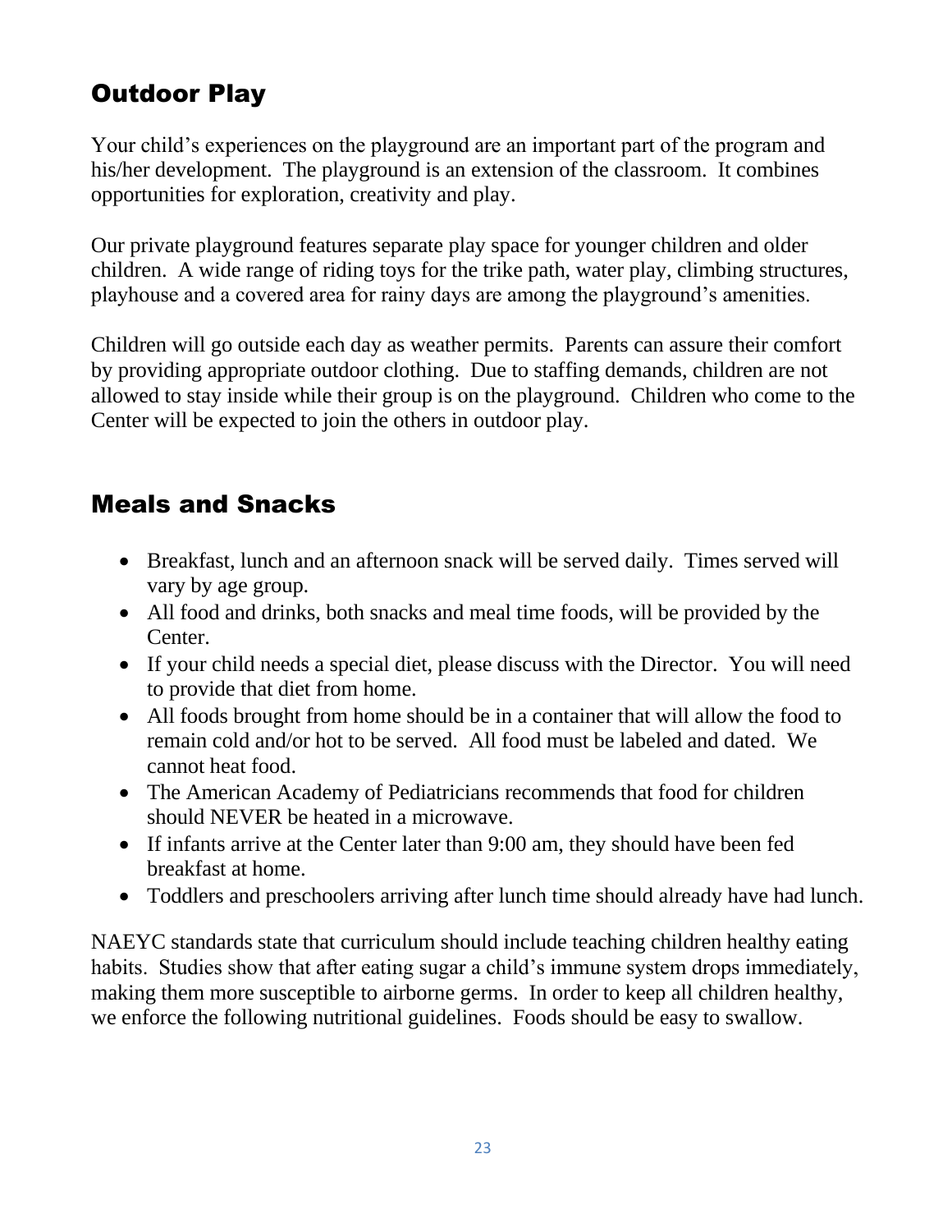## Outdoor Play

Your child's experiences on the playground are an important part of the program and his/her development. The playground is an extension of the classroom. It combines opportunities for exploration, creativity and play.

Our private playground features separate play space for younger children and older children. A wide range of riding toys for the trike path, water play, climbing structures, playhouse and a covered area for rainy days are among the playground's amenities.

Children will go outside each day as weather permits. Parents can assure their comfort by providing appropriate outdoor clothing. Due to staffing demands, children are not allowed to stay inside while their group is on the playground. Children who come to the Center will be expected to join the others in outdoor play.

## Meals and Snacks

- Breakfast, lunch and an afternoon snack will be served daily. Times served will vary by age group.
- All food and drinks, both snacks and meal time foods, will be provided by the Center.
- If your child needs a special diet, please discuss with the Director. You will need to provide that diet from home.
- All foods brought from home should be in a container that will allow the food to remain cold and/or hot to be served. All food must be labeled and dated. We cannot heat food.
- The American Academy of Pediatricians recommends that food for children should NEVER be heated in a microwave.
- If infants arrive at the Center later than 9:00 am, they should have been fed breakfast at home.
- Toddlers and preschoolers arriving after lunch time should already have had lunch.

NAEYC standards state that curriculum should include teaching children healthy eating habits. Studies show that after eating sugar a child's immune system drops immediately, making them more susceptible to airborne germs. In order to keep all children healthy, we enforce the following nutritional guidelines. Foods should be easy to swallow.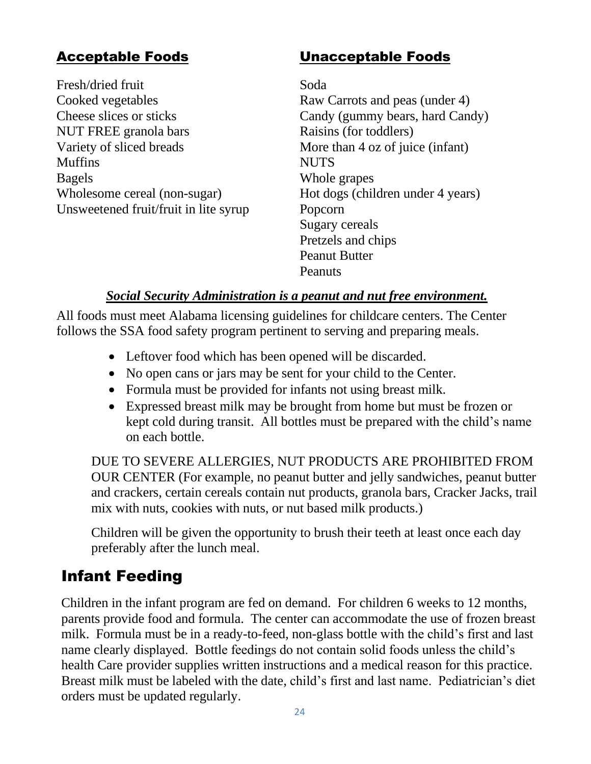| **Acceptable Foods** | **Unacceptable Foods** |
|---|---|
| Fresh/dried fruit | Soda |
| Cooked vegetables | Raw Carrots and peas (under 4) |
| Cheese slices or sticks | Candy (gummy bears, hard Candy) |
| NUT FREE granola bars | Raisins (for toddlers) |
| Variety of sliced breads | More than 4 oz of juice (infant) |
| Muffins | NUTS |
| Bagels | Whole grapes |
| Wholesome cereal (non-sugar) | Hot dogs (children under 4 years) |
| Unsweetened fruit/fruit in lite syrup | Popcorn |
| | Sugary cereals |
| | Pretzels and chips |
| | Peanut Butter |
| | Peanuts |

***Social Security Administration is a peanut and nut free environment.***

All foods must meet Alabama licensing guidelines for childcare centers. The Center follows the SSA food safety program pertinent to serving and preparing meals.

- Leftover food which has been opened will be discarded.
- No open cans or jars may be sent for your child to the Center.
- Formula must be provided for infants not using breast milk.
- Expressed breast milk may be brought from home but must be frozen or kept cold during transit. All bottles must be prepared with the child's name on each bottle.

DUE TO SEVERE ALLERGIES, NUT PRODUCTS ARE PROHIBITED FROM OUR CENTER (For example, no peanut butter and jelly sandwiches, peanut butter and crackers, certain cereals contain nut products, granola bars, Cracker Jacks, trail mix with nuts, cookies with nuts, or nut based milk products.)

Children will be given the opportunity to brush their teeth at least once each day preferably after the lunch meal.

## Infant Feeding

Children in the infant program are fed on demand. For children 6 weeks to 12 months, parents provide food and formula. The center can accommodate the use of frozen breast milk. Formula must be in a ready-to-feed, non-glass bottle with the child's first and last name clearly displayed. Bottle feedings do not contain solid foods unless the child's health Care provider supplies written instructions and a medical reason for this practice. Breast milk must be labeled with the date, child's first and last name. Pediatrician's diet orders must be updated regularly.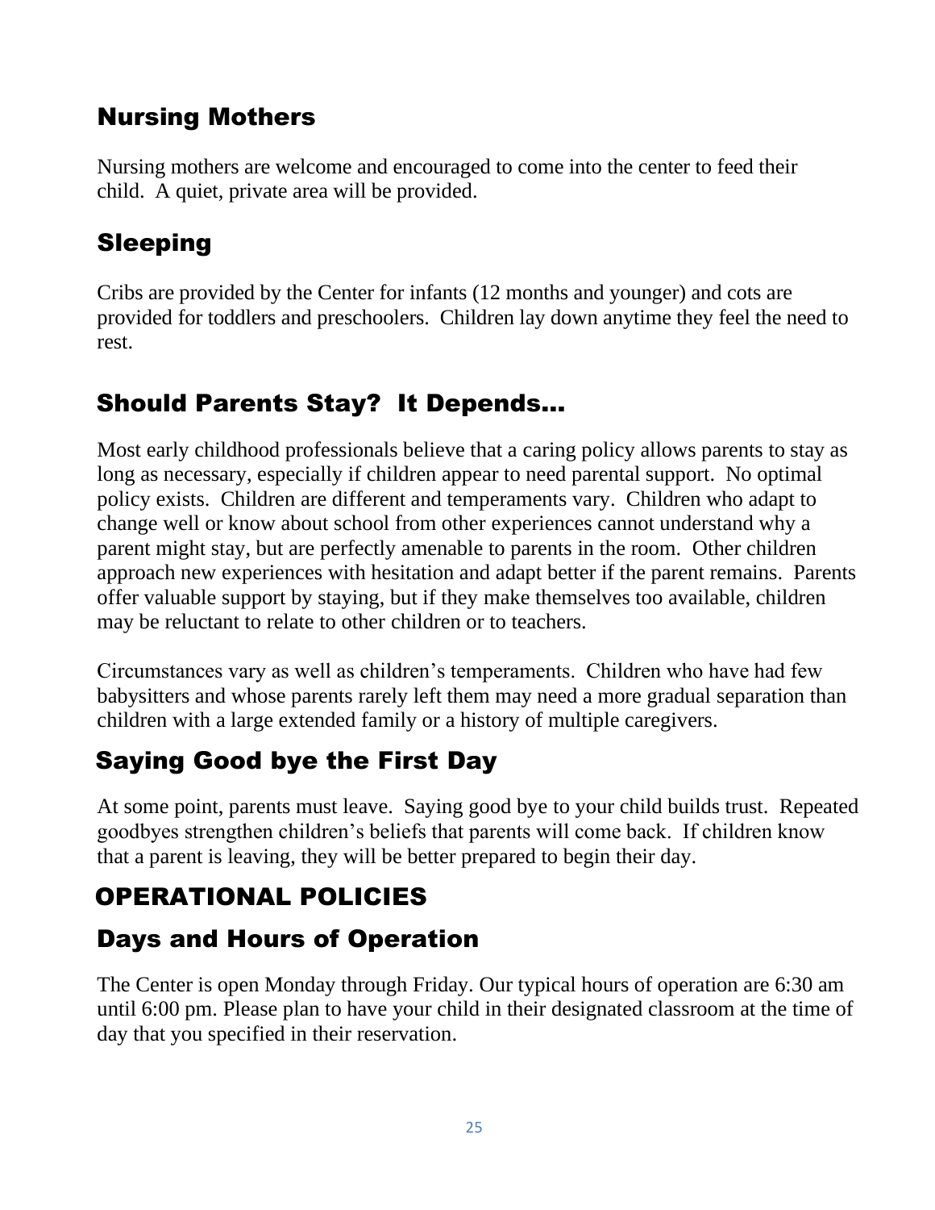## Nursing Mothers

Nursing mothers are welcome and encouraged to come into the center to feed their child. A quiet, private area will be provided.

## Sleeping

Cribs are provided by the Center for infants (12 months and younger) and cots are provided for toddlers and preschoolers. Children lay down anytime they feel the need to rest.

## Should Parents Stay? It Depends…

Most early childhood professionals believe that a caring policy allows parents to stay as long as necessary, especially if children appear to need parental support. No optimal policy exists. Children are different and temperaments vary. Children who adapt to change well or know about school from other experiences cannot understand why a parent might stay, but are perfectly amenable to parents in the room. Other children approach new experiences with hesitation and adapt better if the parent remains. Parents offer valuable support by staying, but if they make themselves too available, children may be reluctant to relate to other children or to teachers.

Circumstances vary as well as children's temperaments. Children who have had few babysitters and whose parents rarely left them may need a more gradual separation than children with a large extended family or a history of multiple caregivers.

## Saying Good bye the First Day

At some point, parents must leave. Saying good bye to your child builds trust. Repeated goodbyes strengthen children's beliefs that parents will come back. If children know that a parent is leaving, they will be better prepared to begin their day.

# OPERATIONAL POLICIES

## Days and Hours of Operation

The Center is open Monday through Friday. Our typical hours of operation are 6:30 am until 6:00 pm. Please plan to have your child in their designated classroom at the time of day that you specified in their reservation.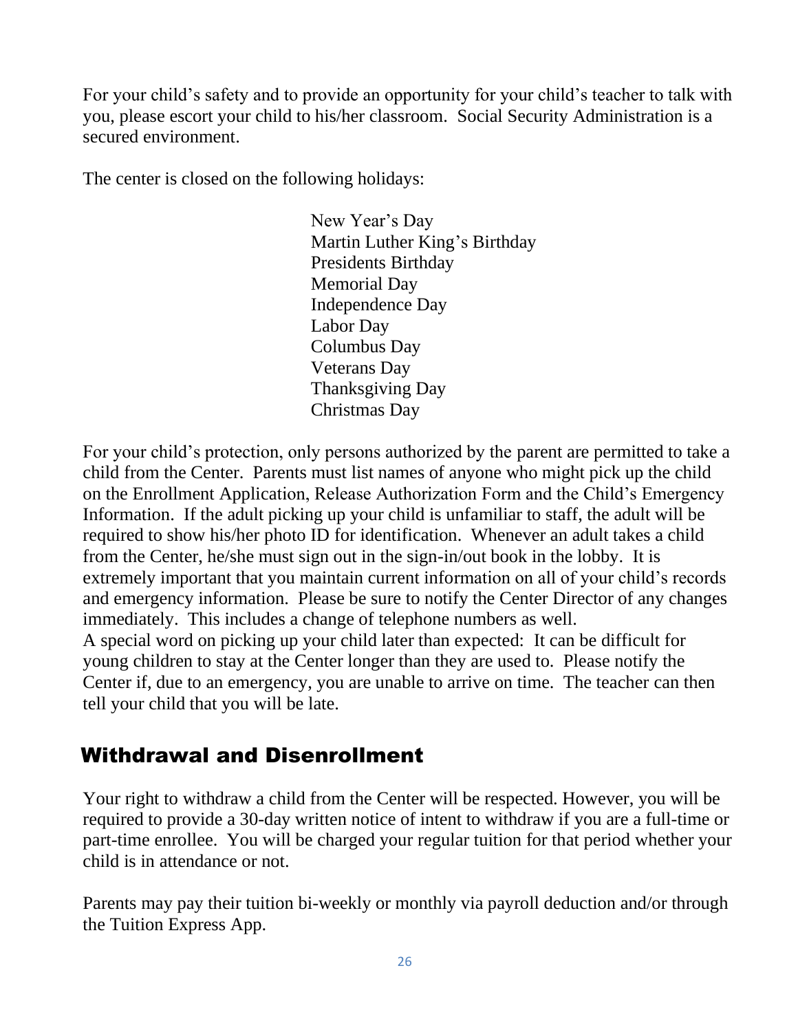For your child's safety and to provide an opportunity for your child's teacher to talk with you, please escort your child to his/her classroom. Social Security Administration is a secured environment.

The center is closed on the following holidays:

- New Year's Day
- Martin Luther King's Birthday
- Presidents Birthday
- Memorial Day
- Independence Day
- Labor Day
- Columbus Day
- Veterans Day
- Thanksgiving Day
- Christmas Day

For your child's protection, only persons authorized by the parent are permitted to take a child from the Center. Parents must list names of anyone who might pick up the child on the Enrollment Application, Release Authorization Form and the Child's Emergency Information. If the adult picking up your child is unfamiliar to staff, the adult will be required to show his/her photo ID for identification. Whenever an adult takes a child from the Center, he/she must sign out in the sign-in/out book in the lobby. It is extremely important that you maintain current information on all of your child's records and emergency information. Please be sure to notify the Center Director of any changes immediately. This includes a change of telephone numbers as well.
A special word on picking up your child later than expected: It can be difficult for young children to stay at the Center longer than they are used to. Please notify the Center if, due to an emergency, you are unable to arrive on time. The teacher can then tell your child that you will be late.

## Withdrawal and Disenrollment

Your right to withdraw a child from the Center will be respected. However, you will be required to provide a 30-day written notice of intent to withdraw if you are a full-time or part-time enrollee. You will be charged your regular tuition for that period whether your child is in attendance or not.

Parents may pay their tuition bi-weekly or monthly via payroll deduction and/or through the Tuition Express App.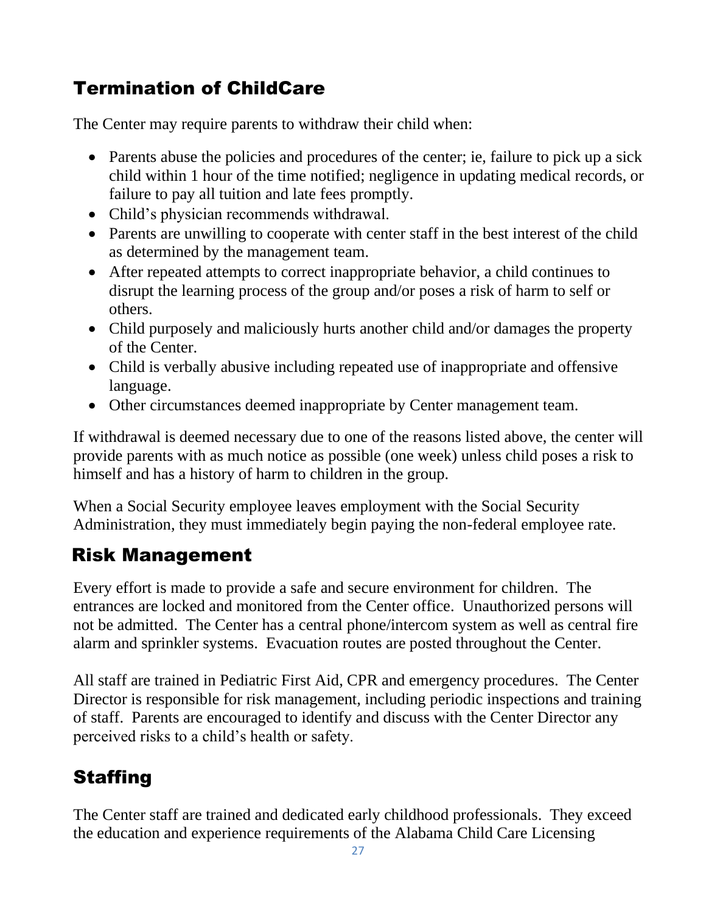## Termination of ChildCare

The Center may require parents to withdraw their child when:

- Parents abuse the policies and procedures of the center; ie, failure to pick up a sick child within 1 hour of the time notified; negligence in updating medical records, or failure to pay all tuition and late fees promptly.
- Child's physician recommends withdrawal.
- Parents are unwilling to cooperate with center staff in the best interest of the child as determined by the management team.
- After repeated attempts to correct inappropriate behavior, a child continues to disrupt the learning process of the group and/or poses a risk of harm to self or others.
- Child purposely and maliciously hurts another child and/or damages the property of the Center.
- Child is verbally abusive including repeated use of inappropriate and offensive language.
- Other circumstances deemed inappropriate by Center management team.

If withdrawal is deemed necessary due to one of the reasons listed above, the center will provide parents with as much notice as possible (one week) unless child poses a risk to himself and has a history of harm to children in the group.

When a Social Security employee leaves employment with the Social Security Administration, they must immediately begin paying the non-federal employee rate.

## Risk Management

Every effort is made to provide a safe and secure environment for children. The entrances are locked and monitored from the Center office. Unauthorized persons will not be admitted. The Center has a central phone/intercom system as well as central fire alarm and sprinkler systems. Evacuation routes are posted throughout the Center.

All staff are trained in Pediatric First Aid, CPR and emergency procedures. The Center Director is responsible for risk management, including periodic inspections and training of staff. Parents are encouraged to identify and discuss with the Center Director any perceived risks to a child's health or safety.

## Staffing

The Center staff are trained and dedicated early childhood professionals. They exceed the education and experience requirements of the Alabama Child Care Licensing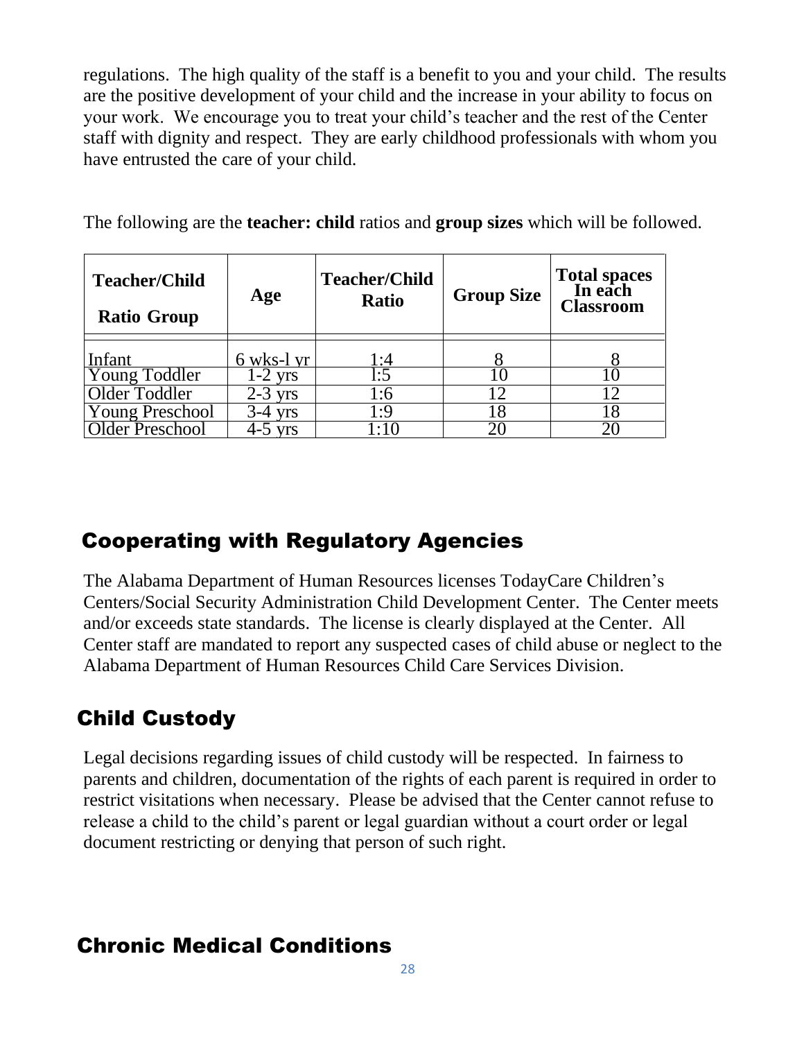regulations. The high quality of the staff is a benefit to you and your child. The results are the positive development of your child and the increase in your ability to focus on your work. We encourage you to treat your child's teacher and the rest of the Center staff with dignity and respect. They are early childhood professionals with whom you have entrusted the care of your child.

The following are the **teacher: child** ratios and **group sizes** which will be followed.

| Teacher/Child Ratio Group | Age | Teacher/Child Ratio | Group Size | Total spaces In each Classroom |
|---|---|---|---|---|
| Infant | 6 wks-l yr | 1:4 | 8 | 8 |
| Young Toddler | 1-2 yrs | l:5 | 10 | 10 |
| Older Toddler | 2-3 yrs | 1:6 | 12 | 12 |
| Young Preschool | 3-4 yrs | 1:9 | 18 | 18 |
| Older Preschool | 4-5 yrs | 1:10 | 20 | 20 |

## Cooperating with Regulatory Agencies

The Alabama Department of Human Resources licenses TodayCare Children's Centers/Social Security Administration Child Development Center. The Center meets and/or exceeds state standards. The license is clearly displayed at the Center. All Center staff are mandated to report any suspected cases of child abuse or neglect to the Alabama Department of Human Resources Child Care Services Division.

## Child Custody

Legal decisions regarding issues of child custody will be respected. In fairness to parents and children, documentation of the rights of each parent is required in order to restrict visitations when necessary. Please be advised that the Center cannot refuse to release a child to the child's parent or legal guardian without a court order or legal document restricting or denying that person of such right.

## Chronic Medical Conditions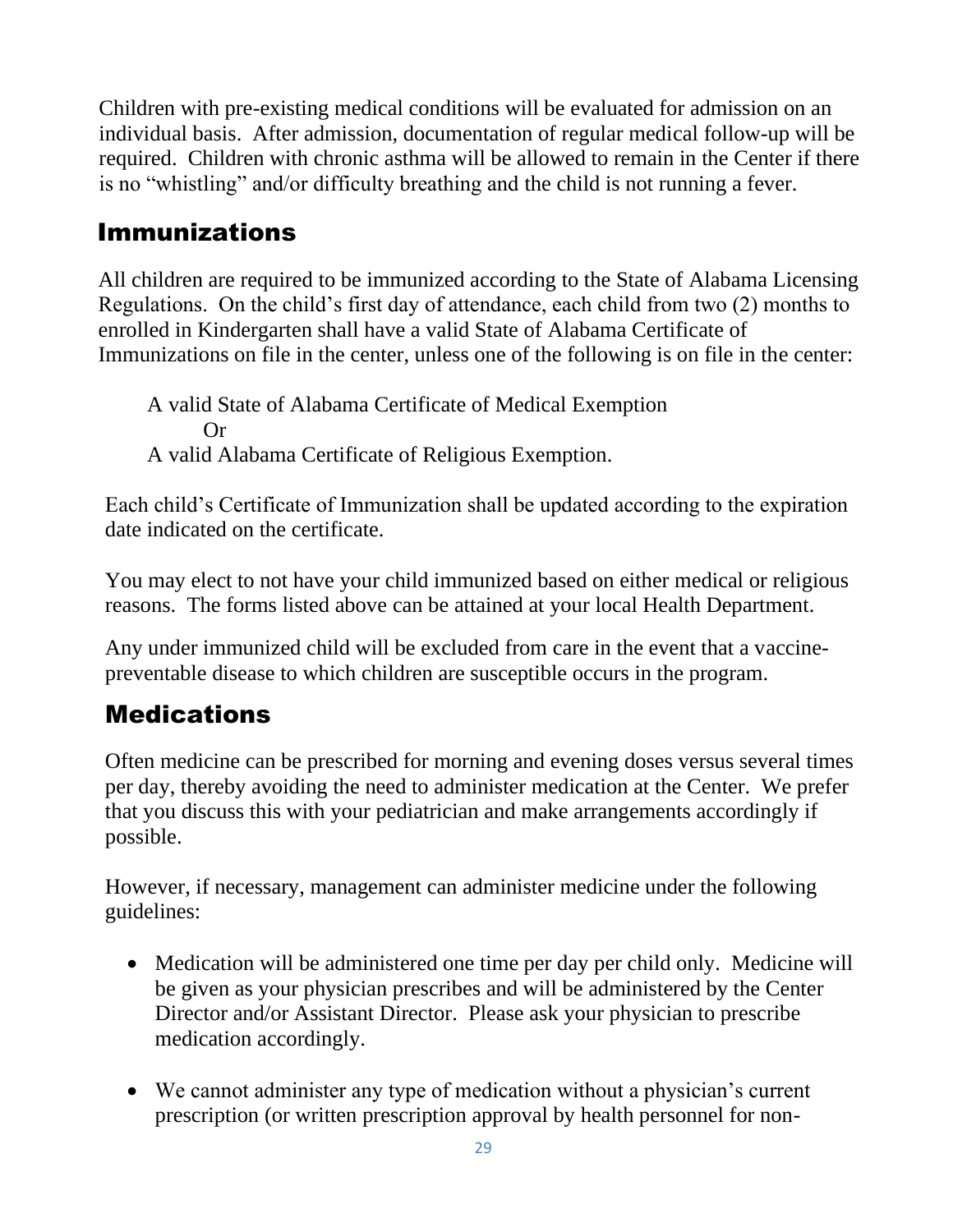Children with pre-existing medical conditions will be evaluated for admission on an individual basis. After admission, documentation of regular medical follow-up will be required. Children with chronic asthma will be allowed to remain in the Center if there is no "whistling" and/or difficulty breathing and the child is not running a fever.

## Immunizations

All children are required to be immunized according to the State of Alabama Licensing Regulations. On the child's first day of attendance, each child from two (2) months to enrolled in Kindergarten shall have a valid State of Alabama Certificate of Immunizations on file in the center, unless one of the following is on file in the center:

A valid State of Alabama Certificate of Medical Exemption
Or
A valid Alabama Certificate of Religious Exemption.

Each child's Certificate of Immunization shall be updated according to the expiration date indicated on the certificate.

You may elect to not have your child immunized based on either medical or religious reasons. The forms listed above can be attained at your local Health Department.

Any under immunized child will be excluded from care in the event that a vaccine-preventable disease to which children are susceptible occurs in the program.

## Medications

Often medicine can be prescribed for morning and evening doses versus several times per day, thereby avoiding the need to administer medication at the Center. We prefer that you discuss this with your pediatrician and make arrangements accordingly if possible.

However, if necessary, management can administer medicine under the following guidelines:

- Medication will be administered one time per day per child only. Medicine will be given as your physician prescribes and will be administered by the Center Director and/or Assistant Director. Please ask your physician to prescribe medication accordingly.

- We cannot administer any type of medication without a physician's current prescription (or written prescription approval by health personnel for non-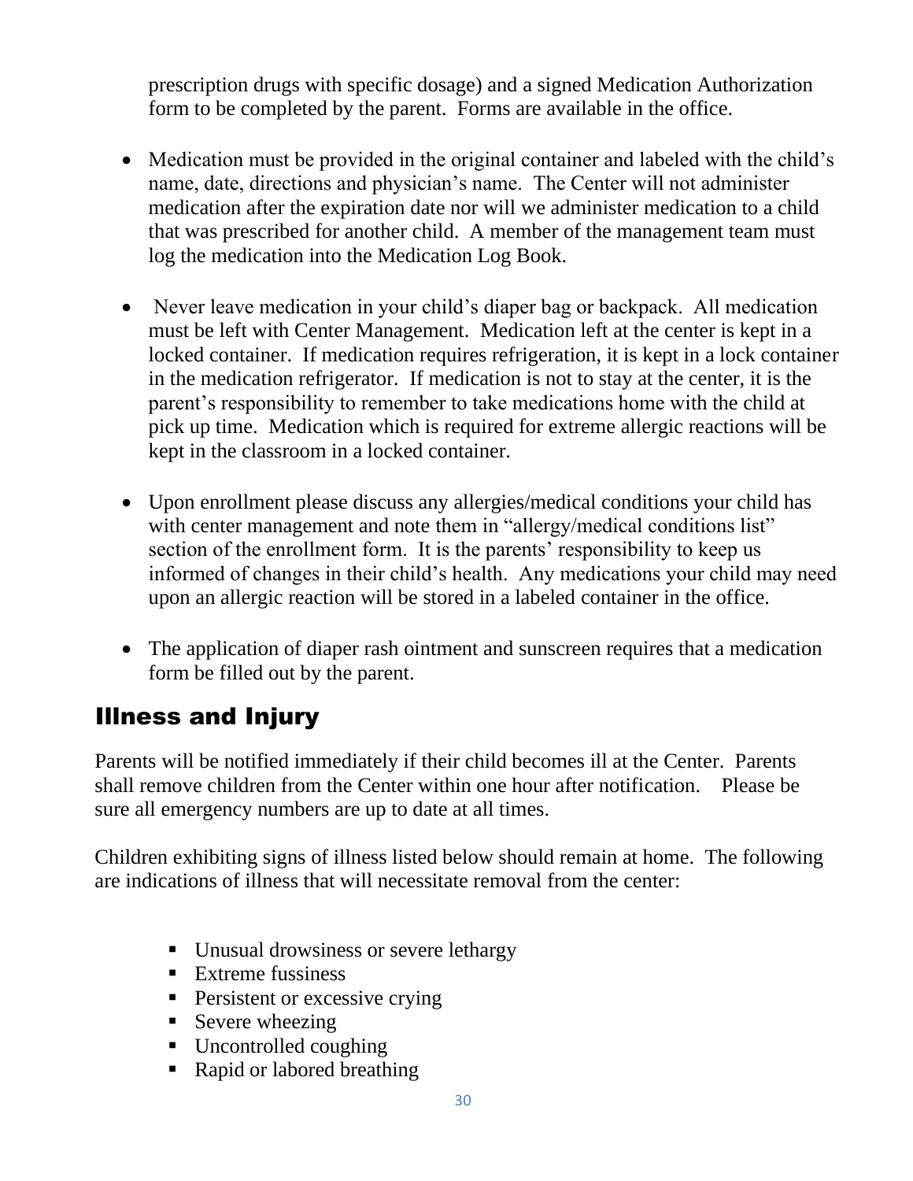prescription drugs with specific dosage) and a signed Medication Authorization form to be completed by the parent. Forms are available in the office.

- Medication must be provided in the original container and labeled with the child's name, date, directions and physician's name. The Center will not administer medication after the expiration date nor will we administer medication to a child that was prescribed for another child. A member of the management team must log the medication into the Medication Log Book.

- Never leave medication in your child's diaper bag or backpack. All medication must be left with Center Management. Medication left at the center is kept in a locked container. If medication requires refrigeration, it is kept in a lock container in the medication refrigerator. If medication is not to stay at the center, it is the parent's responsibility to remember to take medications home with the child at pick up time. Medication which is required for extreme allergic reactions will be kept in the classroom in a locked container.

- Upon enrollment please discuss any allergies/medical conditions your child has with center management and note them in "allergy/medical conditions list" section of the enrollment form. It is the parents' responsibility to keep us informed of changes in their child's health. Any medications your child may need upon an allergic reaction will be stored in a labeled container in the office.

- The application of diaper rash ointment and sunscreen requires that a medication form be filled out by the parent.

## Illness and Injury

Parents will be notified immediately if their child becomes ill at the Center. Parents shall remove children from the Center within one hour after notification. Please be sure all emergency numbers are up to date at all times.

Children exhibiting signs of illness listed below should remain at home. The following are indications of illness that will necessitate removal from the center:

- Unusual drowsiness or severe lethargy
- Extreme fussiness
- Persistent or excessive crying
- Severe wheezing
- Uncontrolled coughing
- Rapid or labored breathing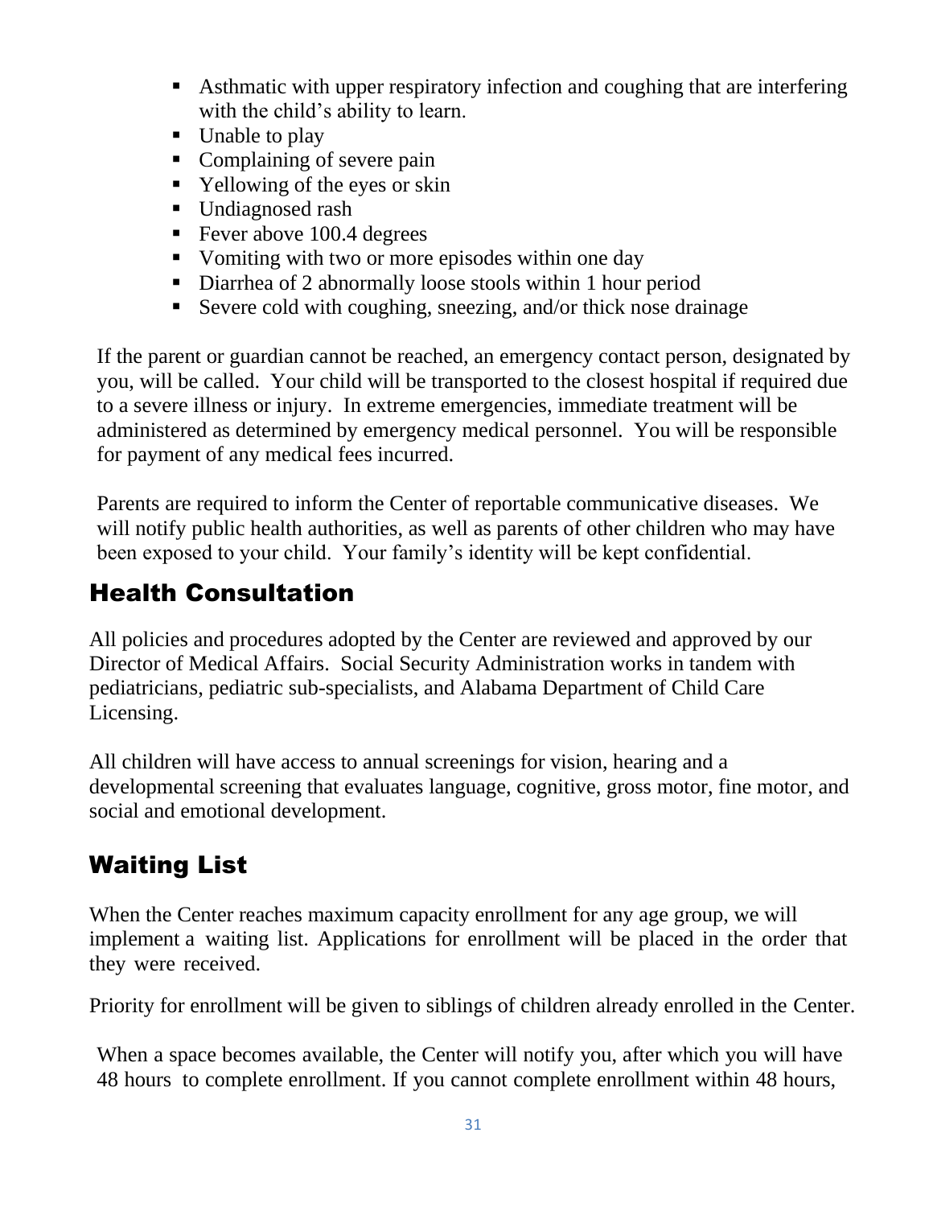- Asthmatic with upper respiratory infection and coughing that are interfering with the child's ability to learn.
- Unable to play
- Complaining of severe pain
- Yellowing of the eyes or skin
- Undiagnosed rash
- Fever above 100.4 degrees
- Vomiting with two or more episodes within one day
- Diarrhea of 2 abnormally loose stools within 1 hour period
- Severe cold with coughing, sneezing, and/or thick nose drainage

If the parent or guardian cannot be reached, an emergency contact person, designated by you, will be called. Your child will be transported to the closest hospital if required due to a severe illness or injury. In extreme emergencies, immediate treatment will be administered as determined by emergency medical personnel. You will be responsible for payment of any medical fees incurred.

Parents are required to inform the Center of reportable communicative diseases. We will notify public health authorities, as well as parents of other children who may have been exposed to your child. Your family's identity will be kept confidential.

## Health Consultation

All policies and procedures adopted by the Center are reviewed and approved by our Director of Medical Affairs. Social Security Administration works in tandem with pediatricians, pediatric sub-specialists, and Alabama Department of Child Care Licensing.

All children will have access to annual screenings for vision, hearing and a developmental screening that evaluates language, cognitive, gross motor, fine motor, and social and emotional development.

## Waiting List

When the Center reaches maximum capacity enrollment for any age group, we will implement a waiting list. Applications for enrollment will be placed in the order that they were received.

Priority for enrollment will be given to siblings of children already enrolled in the Center.

When a space becomes available, the Center will notify you, after which you will have 48 hours to complete enrollment. If you cannot complete enrollment within 48 hours,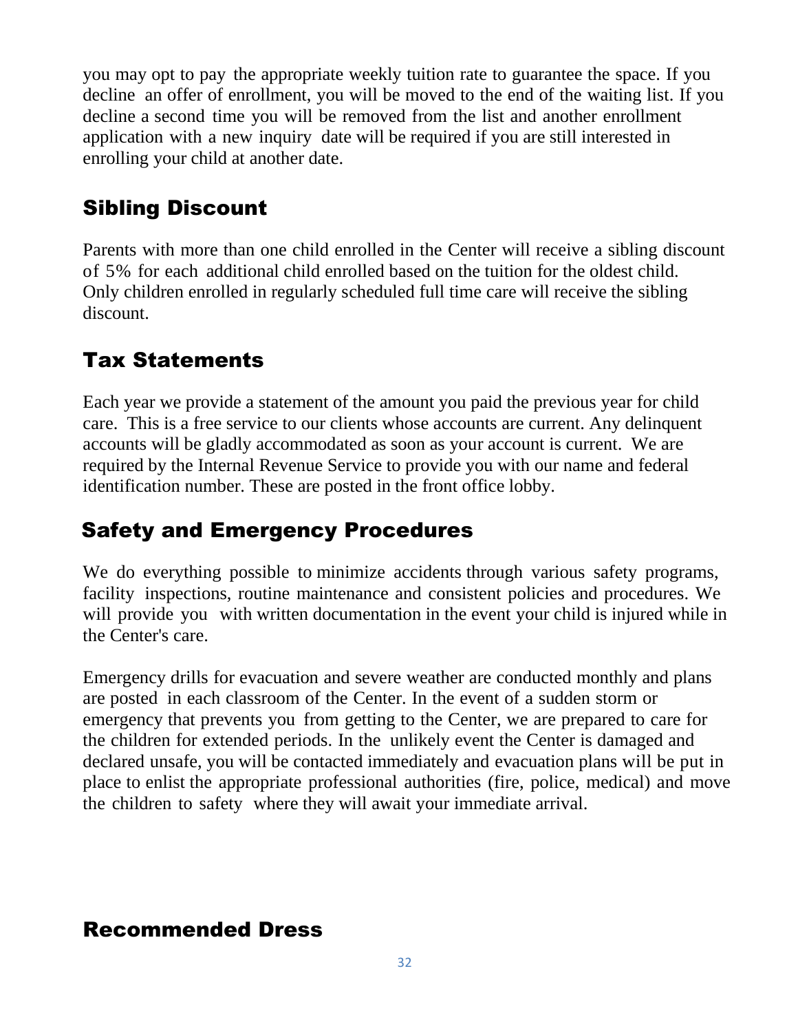you may opt to pay the appropriate weekly tuition rate to guarantee the space. If you decline an offer of enrollment, you will be moved to the end of the waiting list. If you decline a second time you will be removed from the list and another enrollment application with a new inquiry date will be required if you are still interested in enrolling your child at another date.

## Sibling Discount

Parents with more than one child enrolled in the Center will receive a sibling discount of 5% for each additional child enrolled based on the tuition for the oldest child. Only children enrolled in regularly scheduled full time care will receive the sibling discount.

## Tax Statements

Each year we provide a statement of the amount you paid the previous year for child care. This is a free service to our clients whose accounts are current. Any delinquent accounts will be gladly accommodated as soon as your account is current. We are required by the Internal Revenue Service to provide you with our name and federal identification number. These are posted in the front office lobby.

## Safety and Emergency Procedures

We do everything possible to minimize accidents through various safety programs, facility inspections, routine maintenance and consistent policies and procedures. We will provide you with written documentation in the event your child is injured while in the Center's care.

Emergency drills for evacuation and severe weather are conducted monthly and plans are posted in each classroom of the Center. In the event of a sudden storm or emergency that prevents you from getting to the Center, we are prepared to care for the children for extended periods. In the unlikely event the Center is damaged and declared unsafe, you will be contacted immediately and evacuation plans will be put in place to enlist the appropriate professional authorities (fire, police, medical) and move the children to safety where they will await your immediate arrival.

## Recommended Dress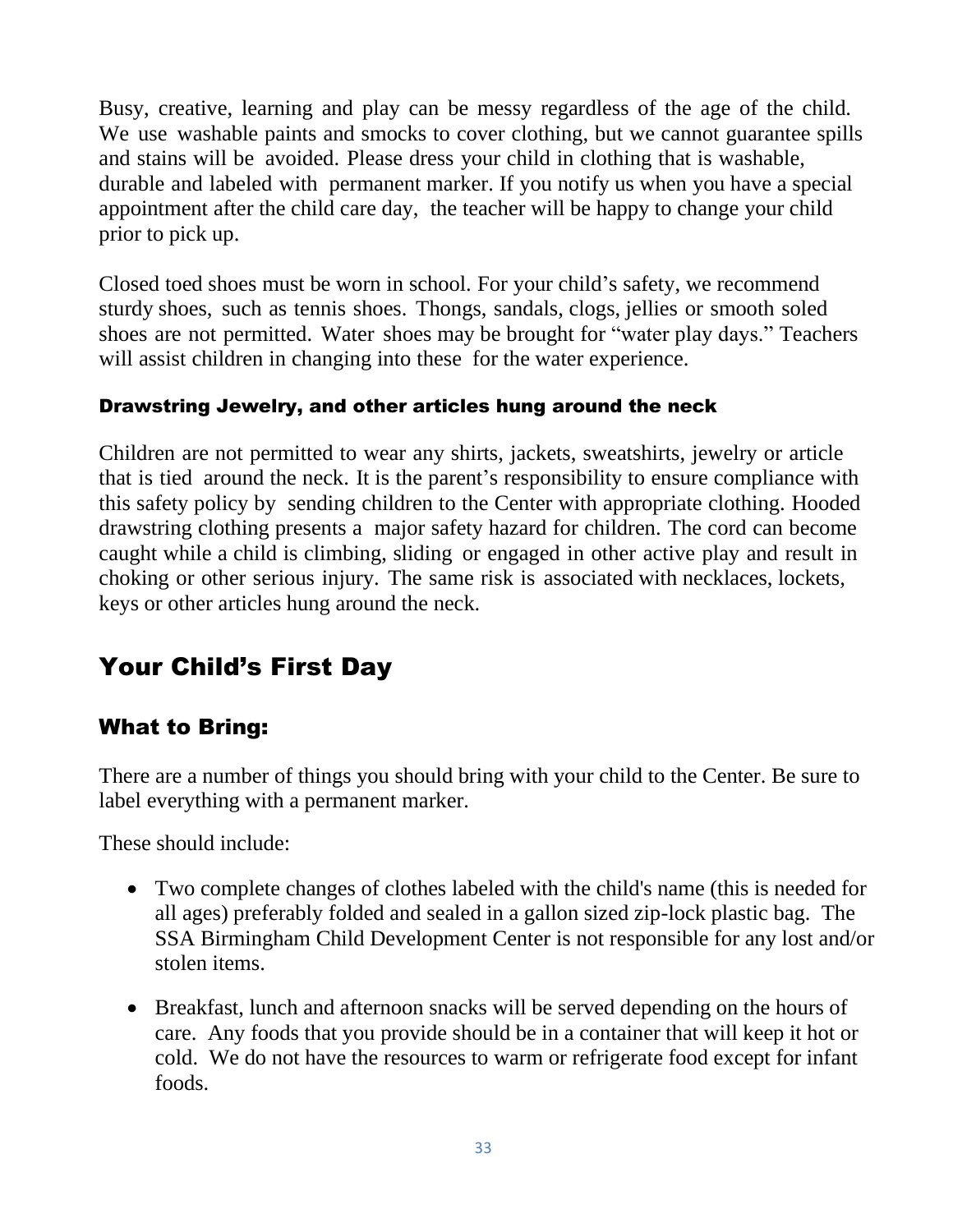Busy, creative, learning and play can be messy regardless of the age of the child. We use washable paints and smocks to cover clothing, but we cannot guarantee spills and stains will be avoided. Please dress your child in clothing that is washable, durable and labeled with permanent marker. If you notify us when you have a special appointment after the child care day, the teacher will be happy to change your child prior to pick up.

Closed toed shoes must be worn in school. For your child's safety, we recommend sturdy shoes, such as tennis shoes. Thongs, sandals, clogs, jellies or smooth soled shoes are not permitted. Water shoes may be brought for "water play days." Teachers will assist children in changing into these for the water experience.

### Drawstring Jewelry, and other articles hung around the neck

Children are not permitted to wear any shirts, jackets, sweatshirts, jewelry or article that is tied around the neck. It is the parent's responsibility to ensure compliance with this safety policy by sending children to the Center with appropriate clothing. Hooded drawstring clothing presents a major safety hazard for children. The cord can become caught while a child is climbing, sliding or engaged in other active play and result in choking or other serious injury. The same risk is associated with necklaces, lockets, keys or other articles hung around the neck.

# Your Child's First Day

## What to Bring:

There are a number of things you should bring with your child to the Center. Be sure to label everything with a permanent marker.

These should include:

- Two complete changes of clothes labeled with the child's name (this is needed for all ages) preferably folded and sealed in a gallon sized zip-lock plastic bag. The SSA Birmingham Child Development Center is not responsible for any lost and/or stolen items.
- Breakfast, lunch and afternoon snacks will be served depending on the hours of care. Any foods that you provide should be in a container that will keep it hot or cold. We do not have the resources to warm or refrigerate food except for infant foods.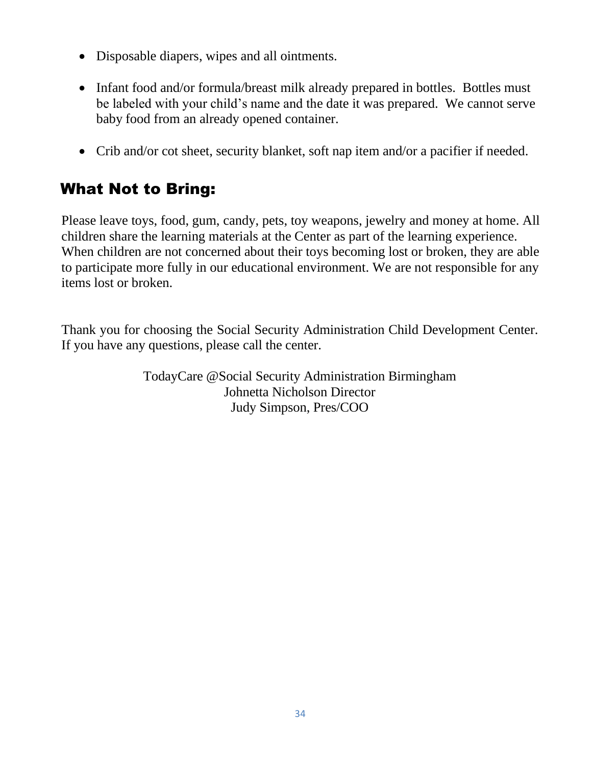- Disposable diapers, wipes and all ointments.
- Infant food and/or formula/breast milk already prepared in bottles. Bottles must be labeled with your child's name and the date it was prepared. We cannot serve baby food from an already opened container.
- Crib and/or cot sheet, security blanket, soft nap item and/or a pacifier if needed.

## What Not to Bring:

Please leave toys, food, gum, candy, pets, toy weapons, jewelry and money at home. All children share the learning materials at the Center as part of the learning experience. When children are not concerned about their toys becoming lost or broken, they are able to participate more fully in our educational environment. We are not responsible for any items lost or broken.

Thank you for choosing the Social Security Administration Child Development Center. If you have any questions, please call the center.

TodayCare @Social Security Administration Birmingham
Johnetta Nicholson Director
Judy Simpson, Pres/COO